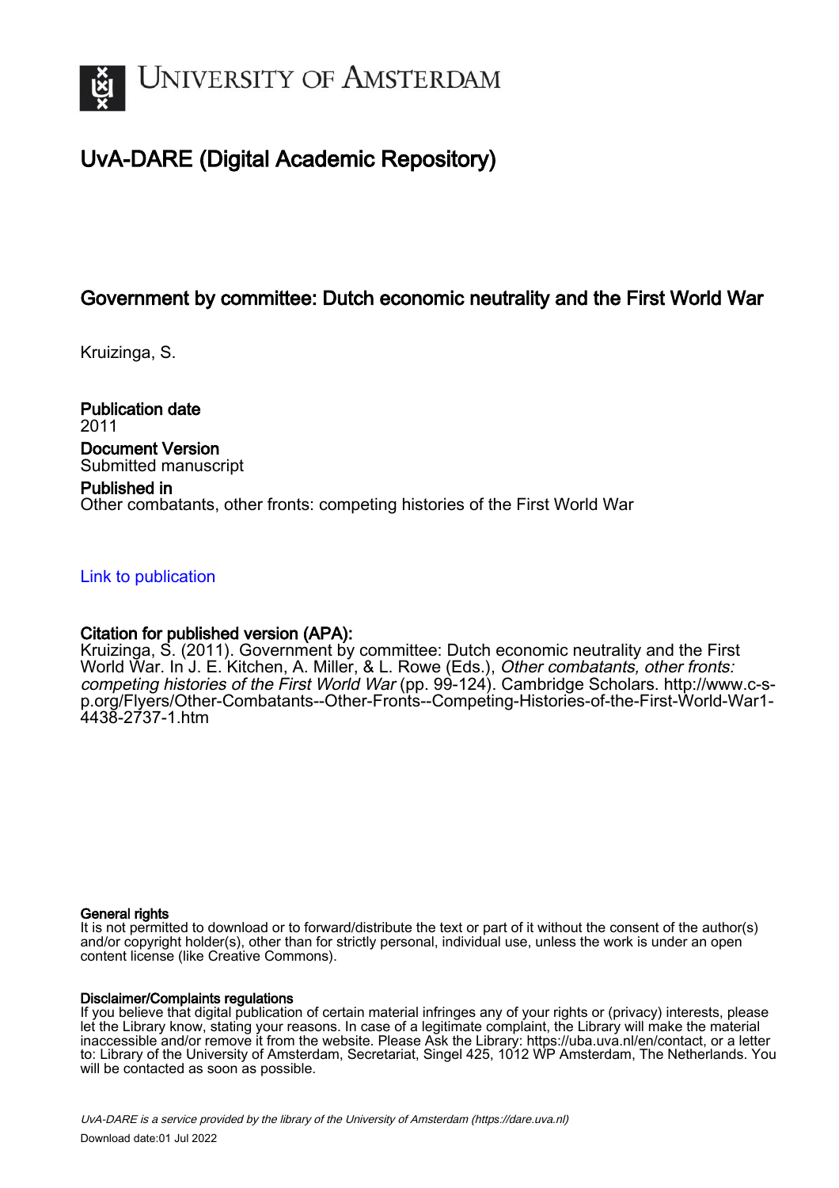# University of Amsterdam

## UvA-DARE (Digital Academic Repository)

### Government by committee: Dutch economic neutrality and the First World War

Kruizinga, S.

**Publication date**
2011

**Document Version**
Submitted manuscript

**Published in**
Other combatants, other fronts: competing histories of the First World War

Link to publication

**Citation for published version (APA):**
Kruizinga, S. (2011). Government by committee: Dutch economic neutrality and the First World War. In J. E. Kitchen, A. Miller, & L. Rowe (Eds.), *Other combatants, other fronts: competing histories of the First World War* (pp. 99-124). Cambridge Scholars. http://www.c-s-p.org/Flyers/Other-Combatants--Other-Fronts--Competing-Histories-of-the-First-World-War1-4438-2737-1.htm

**General rights**
It is not permitted to download or to forward/distribute the text or part of it without the consent of the author(s) and/or copyright holder(s), other than for strictly personal, individual use, unless the work is under an open content license (like Creative Commons).

**Disclaimer/Complaints regulations**
If you believe that digital publication of certain material infringes any of your rights or (privacy) interests, please let the Library know, stating your reasons. In case of a legitimate complaint, the Library will make the material inaccessible and/or remove it from the website. Please Ask the Library: https://uba.uva.nl/en/contact, or a letter to: Library of the University of Amsterdam, Secretariat, Singel 425, 1012 WP Amsterdam, The Netherlands. You will be contacted as soon as possible.

UvA-DARE is a service provided by the library of the University of Amsterdam (https://dare.uva.nl)
Download date:01 Jul 2022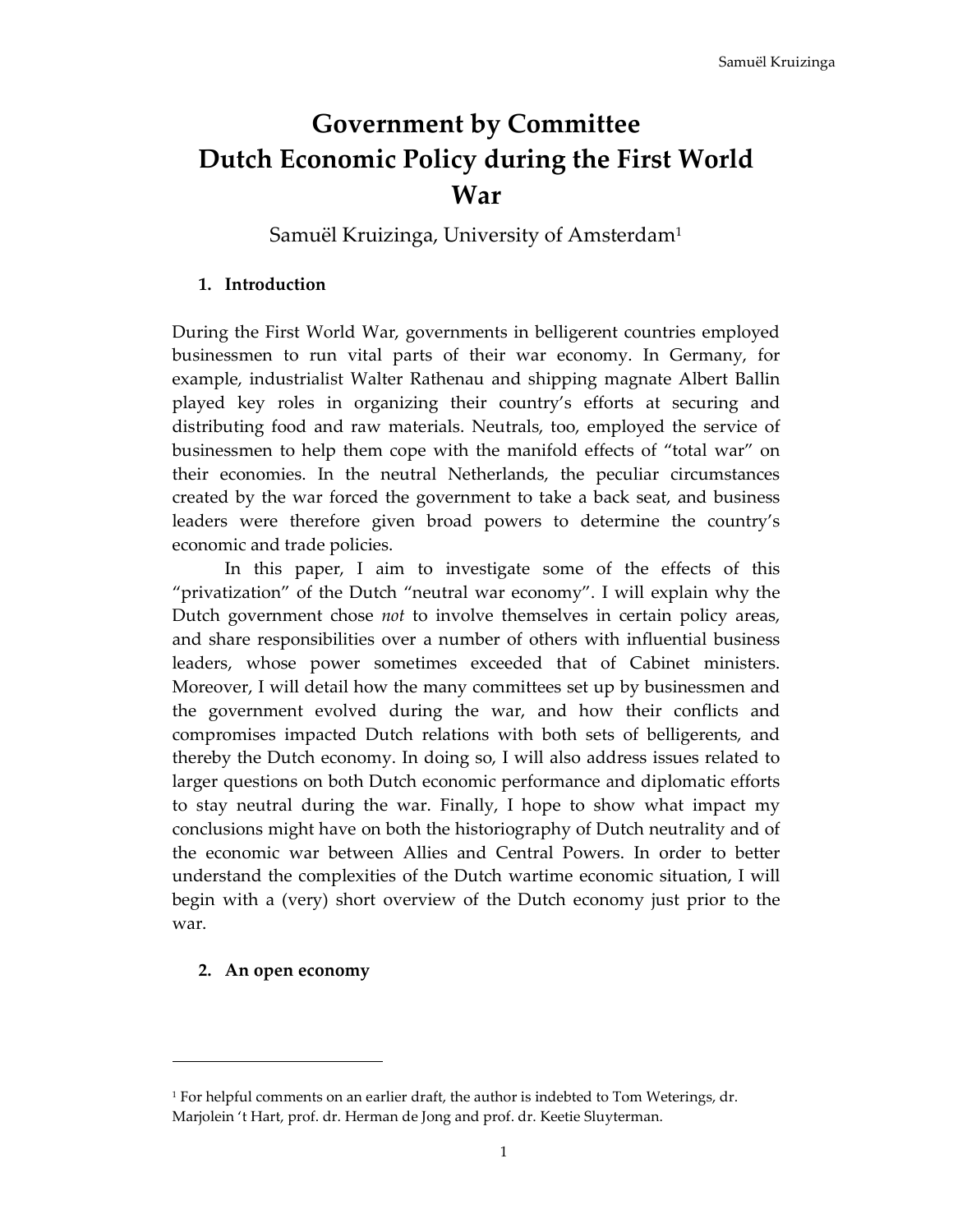# Government by Committee
# Dutch Economic Policy during the First World War

Samuël Kruizinga, University of Amsterdam[1]

## 1. Introduction

During the First World War, governments in belligerent countries employed businessmen to run vital parts of their war economy. In Germany, for example, industrialist Walter Rathenau and shipping magnate Albert Ballin played key roles in organizing their country's efforts at securing and distributing food and raw materials. Neutrals, too, employed the service of businessmen to help them cope with the manifold effects of "total war" on their economies. In the neutral Netherlands, the peculiar circumstances created by the war forced the government to take a back seat, and business leaders were therefore given broad powers to determine the country's economic and trade policies.

In this paper, I aim to investigate some of the effects of this "privatization" of the Dutch "neutral war economy". I will explain why the Dutch government chose *not* to involve themselves in certain policy areas, and share responsibilities over a number of others with influential business leaders, whose power sometimes exceeded that of Cabinet ministers. Moreover, I will detail how the many committees set up by businessmen and the government evolved during the war, and how their conflicts and compromises impacted Dutch relations with both sets of belligerents, and thereby the Dutch economy. In doing so, I will also address issues related to larger questions on both Dutch economic performance and diplomatic efforts to stay neutral during the war. Finally, I hope to show what impact my conclusions might have on both the historiography of Dutch neutrality and of the economic war between Allies and Central Powers. In order to better understand the complexities of the Dutch wartime economic situation, I will begin with a (very) short overview of the Dutch economy just prior to the war.

## 2. An open economy

[1] For helpful comments on an earlier draft, the author is indebted to Tom Weterings, dr. Marjolein 't Hart, prof. dr. Herman de Jong and prof. dr. Keetie Sluyterman.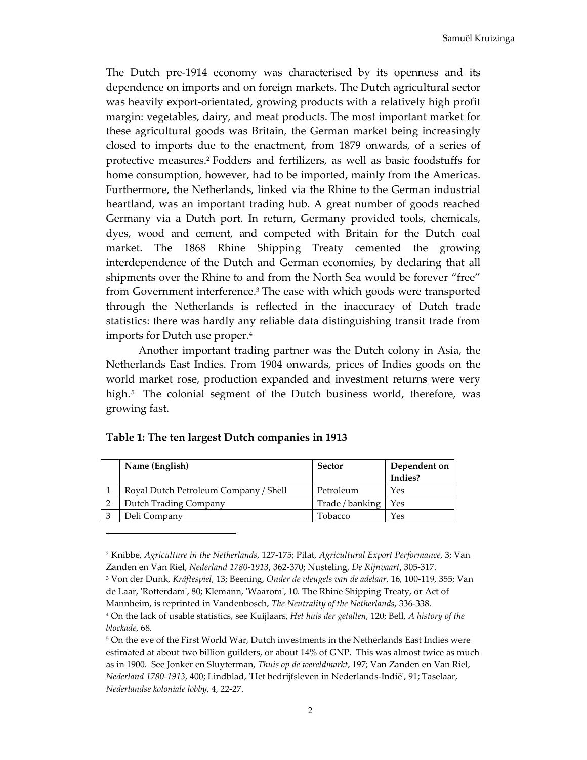The Dutch pre-1914 economy was characterised by its openness and its dependence on imports and on foreign markets. The Dutch agricultural sector was heavily export-orientated, growing products with a relatively high profit margin: vegetables, dairy, and meat products. The most important market for these agricultural goods was Britain, the German market being increasingly closed to imports due to the enactment, from 1879 onwards, of a series of protective measures.[2] Fodders and fertilizers, as well as basic foodstuffs for home consumption, however, had to be imported, mainly from the Americas. Furthermore, the Netherlands, linked via the Rhine to the German industrial heartland, was an important trading hub. A great number of goods reached Germany via a Dutch port. In return, Germany provided tools, chemicals, dyes, wood and cement, and competed with Britain for the Dutch coal market. The 1868 Rhine Shipping Treaty cemented the growing interdependence of the Dutch and German economies, by declaring that all shipments over the Rhine to and from the North Sea would be forever "free" from Government interference.[3] The ease with which goods were transported through the Netherlands is reflected in the inaccuracy of Dutch trade statistics: there was hardly any reliable data distinguishing transit trade from imports for Dutch use proper.[4]

Another important trading partner was the Dutch colony in Asia, the Netherlands East Indies. From 1904 onwards, prices of Indies goods on the world market rose, production expanded and investment returns were very high.[5] The colonial segment of the Dutch business world, therefore, was growing fast.

**Table 1: The ten largest Dutch companies in 1913**

| | Name (English) | Sector | Dependent on Indies? |
|---|---|---|---|
| 1 | Royal Dutch Petroleum Company / Shell | Petroleum | Yes |
| 2 | Dutch Trading Company | Trade / banking | Yes |
| 3 | Deli Company | Tobacco | Yes |

---

[2] Knibbe, *Agriculture in the Netherlands*, 127-175; Pilat, *Agricultural Export Performance*, 3; Van Zanden en Van Riel, *Nederland 1780-1913*, 362-370; Nusteling, *De Rijnvaart*, 305-317.

[3] Von der Dunk, *Kräftespiel*, 13; Beening, *Onder de vleugels van de adelaar*, 16, 100-119, 355; Van de Laar, 'Rotterdam', 80; Klemann, 'Waarom', 10. The Rhine Shipping Treaty, or Act of Mannheim, is reprinted in Vandenbosch, *The Neutrality of the Netherlands*, 336-338.

[4] On the lack of usable statistics, see Kuijlaars, *Het huis der getallen*, 120; Bell, *A history of the blockade*, 68.

[5] On the eve of the First World War, Dutch investments in the Netherlands East Indies were estimated at about two billion guilders, or about 14% of GNP. This was almost twice as much as in 1900. See Jonker en Sluyterman, *Thuis op de wereldmarkt*, 197; Van Zanden en Van Riel, *Nederland 1780-1913*, 400; Lindblad, 'Het bedrijfsleven in Nederlands-Indië', 91; Taselaar, *Nederlandse koloniale lobby*, 4, 22-27.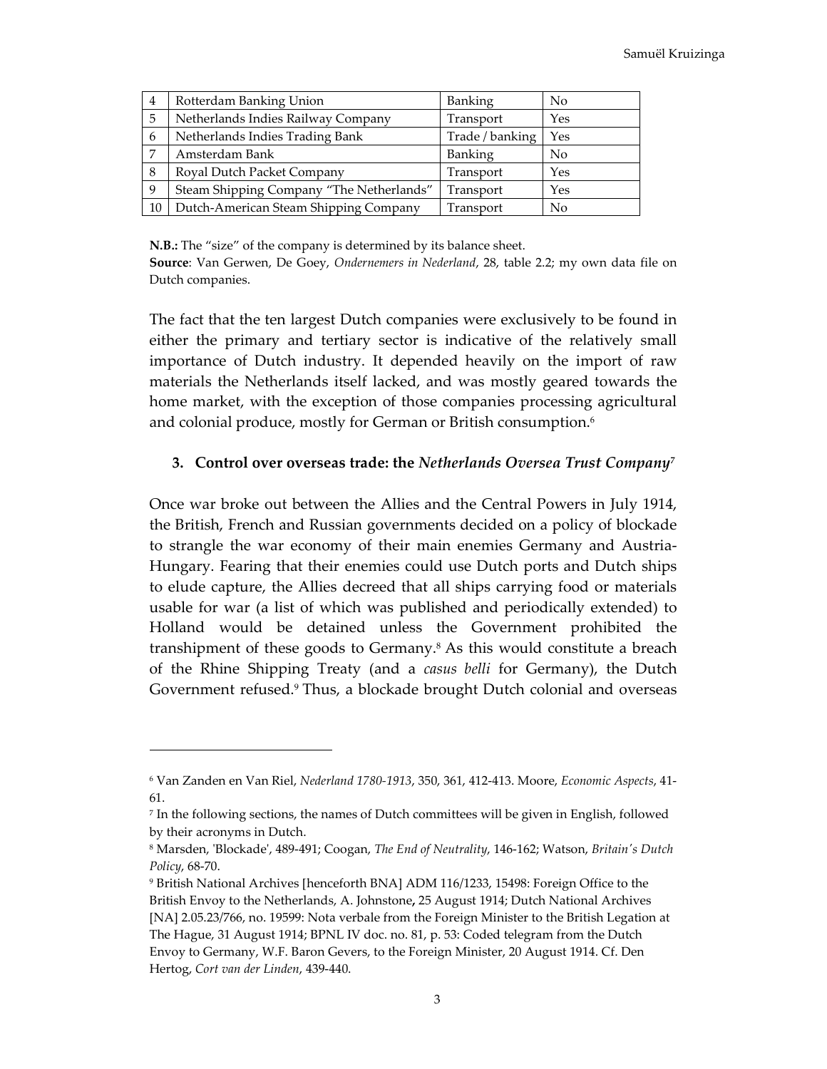| 4 | Rotterdam Banking Union | Banking | No |
|---|---|---|---|
| 5 | Netherlands Indies Railway Company | Transport | Yes |
| 6 | Netherlands Indies Trading Bank | Trade / banking | Yes |
| 7 | Amsterdam Bank | Banking | No |
| 8 | Royal Dutch Packet Company | Transport | Yes |
| 9 | Steam Shipping Company "The Netherlands" | Transport | Yes |
| 10 | Dutch-American Steam Shipping Company | Transport | No |

**N.B.:** The "size" of the company is determined by its balance sheet.
**Source**: Van Gerwen, De Goey, *Ondernemers in Nederland*, 28, table 2.2; my own data file on Dutch companies.

The fact that the ten largest Dutch companies were exclusively to be found in either the primary and tertiary sector is indicative of the relatively small importance of Dutch industry. It depended heavily on the import of raw materials the Netherlands itself lacked, and was mostly geared towards the home market, with the exception of those companies processing agricultural and colonial produce, mostly for German or British consumption.[6]

### 3. Control over overseas trade: the *Netherlands Oversea Trust Company*[7]

Once war broke out between the Allies and the Central Powers in July 1914, the British, French and Russian governments decided on a policy of blockade to strangle the war economy of their main enemies Germany and Austria-Hungary. Fearing that their enemies could use Dutch ports and Dutch ships to elude capture, the Allies decreed that all ships carrying food or materials usable for war (a list of which was published and periodically extended) to Holland would be detained unless the Government prohibited the transhipment of these goods to Germany.[8] As this would constitute a breach of the Rhine Shipping Treaty (and a *casus belli* for Germany), the Dutch Government refused.[9] Thus, a blockade brought Dutch colonial and overseas

---

[6] Van Zanden en Van Riel, *Nederland 1780-1913*, 350, 361, 412-413. Moore, *Economic Aspects*, 41-61.

[7] In the following sections, the names of Dutch committees will be given in English, followed by their acronyms in Dutch.

[8] Marsden, 'Blockade', 489-491; Coogan, *The End of Neutrality*, 146-162; Watson, *Britain's Dutch Policy*, 68-70.

[9] British National Archives [henceforth BNA] ADM 116/1233, 15498: Foreign Office to the British Envoy to the Netherlands, A. Johnstone**,** 25 August 1914; Dutch National Archives [NA] 2.05.23/766, no. 19599: Nota verbale from the Foreign Minister to the British Legation at The Hague, 31 August 1914; BPNL IV doc. no. 81, p. 53: Coded telegram from the Dutch Envoy to Germany, W.F. Baron Gevers, to the Foreign Minister, 20 August 1914. Cf. Den Hertog, *Cort van der Linden*, 439-440.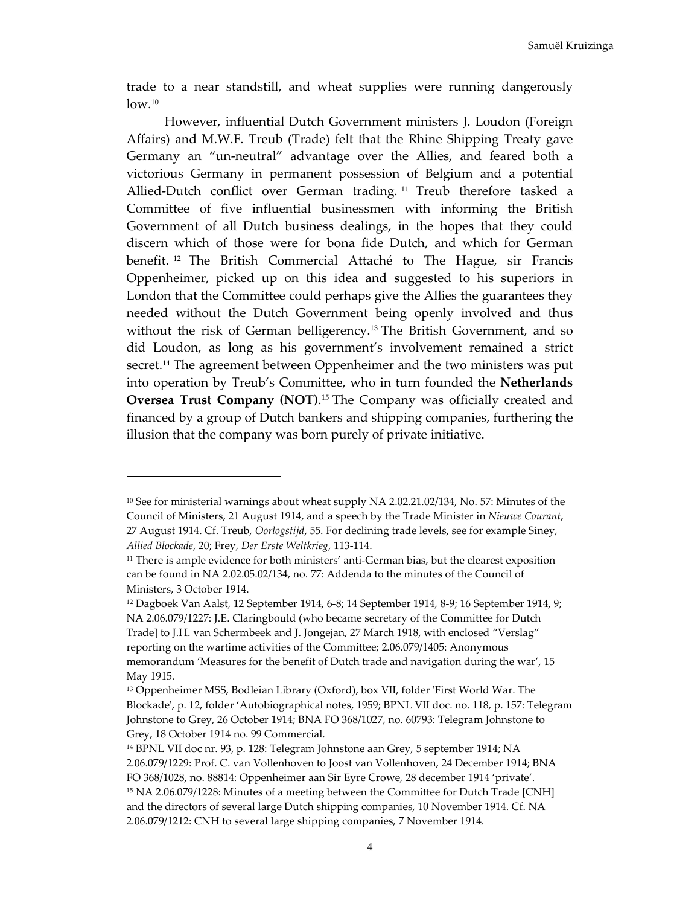trade to a near standstill, and wheat supplies were running dangerously low.[10]

However, influential Dutch Government ministers J. Loudon (Foreign Affairs) and M.W.F. Treub (Trade) felt that the Rhine Shipping Treaty gave Germany an "un-neutral" advantage over the Allies, and feared both a victorious Germany in permanent possession of Belgium and a potential Allied-Dutch conflict over German trading.[11] Treub therefore tasked a Committee of five influential businessmen with informing the British Government of all Dutch business dealings, in the hopes that they could discern which of those were for bona fide Dutch, and which for German benefit.[12] The British Commercial Attaché to The Hague, sir Francis Oppenheimer, picked up on this idea and suggested to his superiors in London that the Committee could perhaps give the Allies the guarantees they needed without the Dutch Government being openly involved and thus without the risk of German belligerency.[13] The British Government, and so did Loudon, as long as his government's involvement remained a strict secret.[14] The agreement between Oppenheimer and the two ministers was put into operation by Treub's Committee, who in turn founded the **Netherlands Oversea Trust Company (NOT)**.[15] The Company was officially created and financed by a group of Dutch bankers and shipping companies, furthering the illusion that the company was born purely of private initiative.

---

[10] See for ministerial warnings about wheat supply NA 2.02.21.02/134, No. 57: Minutes of the Council of Ministers, 21 August 1914, and a speech by the Trade Minister in *Nieuwe Courant*, 27 August 1914. Cf. Treub, *Oorlogstijd*, 55. For declining trade levels, see for example Siney, *Allied Blockade*, 20; Frey, *Der Erste Weltkrieg*, 113-114.

[11] There is ample evidence for both ministers' anti-German bias, but the clearest exposition can be found in NA 2.02.05.02/134, no. 77: Addenda to the minutes of the Council of Ministers, 3 October 1914.

[12] Dagboek Van Aalst, 12 September 1914, 6-8; 14 September 1914, 8-9; 16 September 1914, 9; NA 2.06.079/1227: J.E. Claringbould (who became secretary of the Committee for Dutch Trade] to J.H. van Schermbeek and J. Jongejan, 27 March 1918, with enclosed "Verslag" reporting on the wartime activities of the Committee; 2.06.079/1405: Anonymous memorandum 'Measures for the benefit of Dutch trade and navigation during the war', 15 May 1915.

[13] Oppenheimer MSS, Bodleian Library (Oxford), box VII, folder 'First World War. The Blockade', p. 12, folder 'Autobiographical notes, 1959; BPNL VII doc. no. 118, p. 157: Telegram Johnstone to Grey, 26 October 1914; BNA FO 368/1027, no. 60793: Telegram Johnstone to Grey, 18 October 1914 no. 99 Commercial.

[14] BPNL VII doc nr. 93, p. 128: Telegram Johnstone aan Grey, 5 september 1914; NA 2.06.079/1229: Prof. C. van Vollenhoven to Joost van Vollenhoven, 24 December 1914; BNA FO 368/1028, no. 88814: Oppenheimer aan Sir Eyre Crowe, 28 december 1914 'private'.

[15] NA 2.06.079/1228: Minutes of a meeting between the Committee for Dutch Trade [CNH] and the directors of several large Dutch shipping companies, 10 November 1914. Cf. NA 2.06.079/1212: CNH to several large shipping companies, 7 November 1914.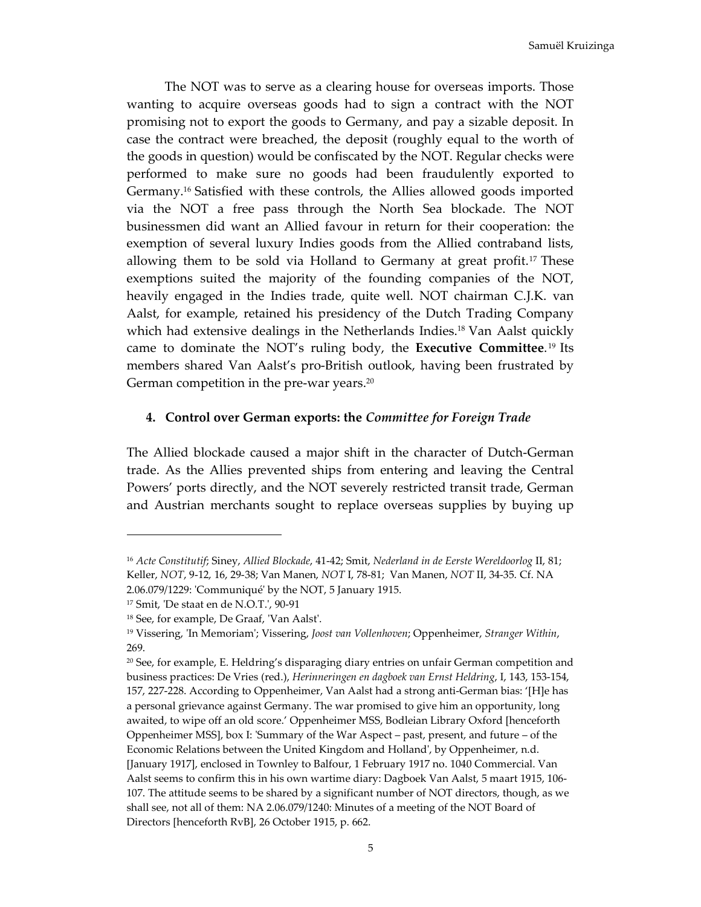The NOT was to serve as a clearing house for overseas imports. Those wanting to acquire overseas goods had to sign a contract with the NOT promising not to export the goods to Germany, and pay a sizable deposit. In case the contract were breached, the deposit (roughly equal to the worth of the goods in question) would be confiscated by the NOT. Regular checks were performed to make sure no goods had been fraudulently exported to Germany.[16] Satisfied with these controls, the Allies allowed goods imported via the NOT a free pass through the North Sea blockade. The NOT businessmen did want an Allied favour in return for their cooperation: the exemption of several luxury Indies goods from the Allied contraband lists, allowing them to be sold via Holland to Germany at great profit.[17] These exemptions suited the majority of the founding companies of the NOT, heavily engaged in the Indies trade, quite well. NOT chairman C.J.K. van Aalst, for example, retained his presidency of the Dutch Trading Company which had extensive dealings in the Netherlands Indies.[18] Van Aalst quickly came to dominate the NOT's ruling body, the **Executive Committee**.[19] Its members shared Van Aalst's pro-British outlook, having been frustrated by German competition in the pre-war years.[20]

## 4. Control over German exports: the *Committee for Foreign Trade*

The Allied blockade caused a major shift in the character of Dutch-German trade. As the Allies prevented ships from entering and leaving the Central Powers' ports directly, and the NOT severely restricted transit trade, German and Austrian merchants sought to replace overseas supplies by buying up

---

[16] *Acte Constitutif*; Siney, *Allied Blockade*, 41-42; Smit, *Nederland in de Eerste Wereldoorlog* II, 81; Keller, *NOT*, 9-12, 16, 29-38; Van Manen, *NOT* I, 78-81; Van Manen, *NOT* II, 34-35. Cf. NA 2.06.079/1229: 'Communiqué' by the NOT, 5 January 1915.

[17] Smit, 'De staat en de N.O.T.', 90-91

[18] See, for example, De Graaf, 'Van Aalst'.

[19] Vissering, 'In Memoriam'; Vissering, *Joost van Vollenhoven*; Oppenheimer, *Stranger Within*, 269.

[20] See, for example, E. Heldring's disparaging diary entries on unfair German competition and business practices: De Vries (red.), *Herinneringen en dagboek van Ernst Heldring*, I, 143, 153-154, 157, 227-228. According to Oppenheimer, Van Aalst had a strong anti-German bias: '[H]e has a personal grievance against Germany. The war promised to give him an opportunity, long awaited, to wipe off an old score.' Oppenheimer MSS, Bodleian Library Oxford [henceforth Oppenheimer MSS], box I: 'Summary of the War Aspect – past, present, and future – of the Economic Relations between the United Kingdom and Holland', by Oppenheimer, n.d. [January 1917], enclosed in Townley to Balfour, 1 February 1917 no. 1040 Commercial. Van Aalst seems to confirm this in his own wartime diary: Dagboek Van Aalst, 5 maart 1915, 106-107. The attitude seems to be shared by a significant number of NOT directors, though, as we shall see, not all of them: NA 2.06.079/1240: Minutes of a meeting of the NOT Board of Directors [henceforth RvB], 26 October 1915, p. 662.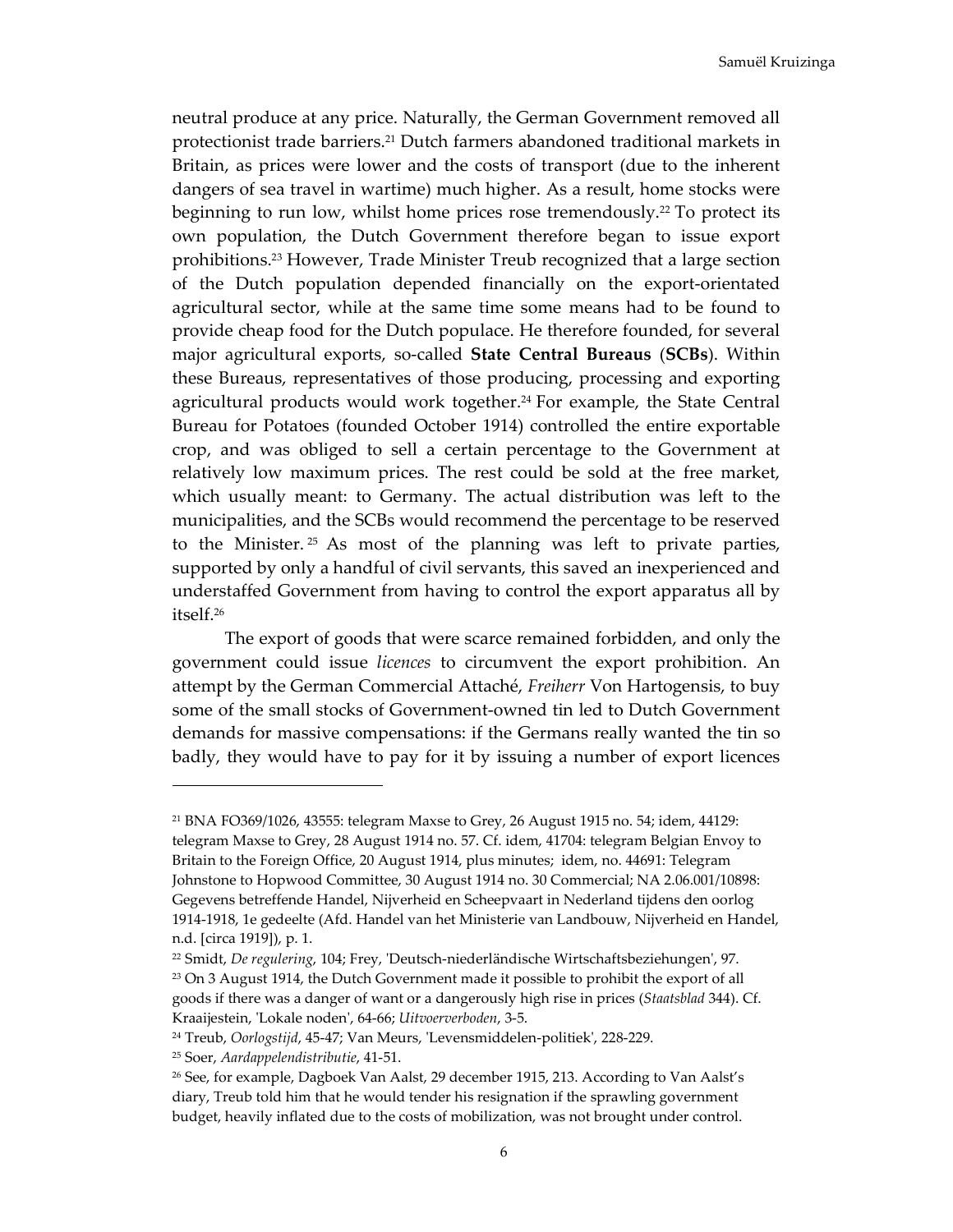neutral produce at any price. Naturally, the German Government removed all protectionist trade barriers.[21] Dutch farmers abandoned traditional markets in Britain, as prices were lower and the costs of transport (due to the inherent dangers of sea travel in wartime) much higher. As a result, home stocks were beginning to run low, whilst home prices rose tremendously.[22] To protect its own population, the Dutch Government therefore began to issue export prohibitions.[23] However, Trade Minister Treub recognized that a large section of the Dutch population depended financially on the export-orientated agricultural sector, while at the same time some means had to be found to provide cheap food for the Dutch populace. He therefore founded, for several major agricultural exports, so-called **State Central Bureaus** (**SCBs**). Within these Bureaus, representatives of those producing, processing and exporting agricultural products would work together.[24] For example, the State Central Bureau for Potatoes (founded October 1914) controlled the entire exportable crop, and was obliged to sell a certain percentage to the Government at relatively low maximum prices. The rest could be sold at the free market, which usually meant: to Germany. The actual distribution was left to the municipalities, and the SCBs would recommend the percentage to be reserved to the Minister.[25] As most of the planning was left to private parties, supported by only a handful of civil servants, this saved an inexperienced and understaffed Government from having to control the export apparatus all by itself.[26]

The export of goods that were scarce remained forbidden, and only the government could issue *licences* to circumvent the export prohibition. An attempt by the German Commercial Attaché, *Freiherr* Von Hartogensis, to buy some of the small stocks of Government-owned tin led to Dutch Government demands for massive compensations: if the Germans really wanted the tin so badly, they would have to pay for it by issuing a number of export licences

---

[21] BNA FO369/1026, 43555: telegram Maxse to Grey, 26 August 1915 no. 54; idem, 44129: telegram Maxse to Grey, 28 August 1914 no. 57. Cf. idem, 41704: telegram Belgian Envoy to Britain to the Foreign Office, 20 August 1914, plus minutes; idem, no. 44691: Telegram Johnstone to Hopwood Committee, 30 August 1914 no. 30 Commercial; NA 2.06.001/10898: Gegevens betreffende Handel, Nijverheid en Scheepvaart in Nederland tijdens den oorlog 1914-1918, 1e gedeelte (Afd. Handel van het Ministerie van Landbouw, Nijverheid en Handel, n.d. [circa 1919]), p. 1.

[22] Smidt, *De regulering*, 104; Frey, 'Deutsch-niederländische Wirtschaftsbeziehungen', 97.

[23] On 3 August 1914, the Dutch Government made it possible to prohibit the export of all goods if there was a danger of want or a dangerously high rise in prices (*Staatsblad* 344). Cf. Kraaijestein, 'Lokale noden', 64-66; *Uitvoerverboden*, 3-5.

[24] Treub, *Oorlogstijd*, 45-47; Van Meurs, 'Levensmiddelen-politiek', 228-229.

[25] Soer, *Aardappelendistributie*, 41-51.

[26] See, for example, Dagboek Van Aalst, 29 december 1915, 213. According to Van Aalst's diary, Treub told him that he would tender his resignation if the sprawling government budget, heavily inflated due to the costs of mobilization, was not brought under control.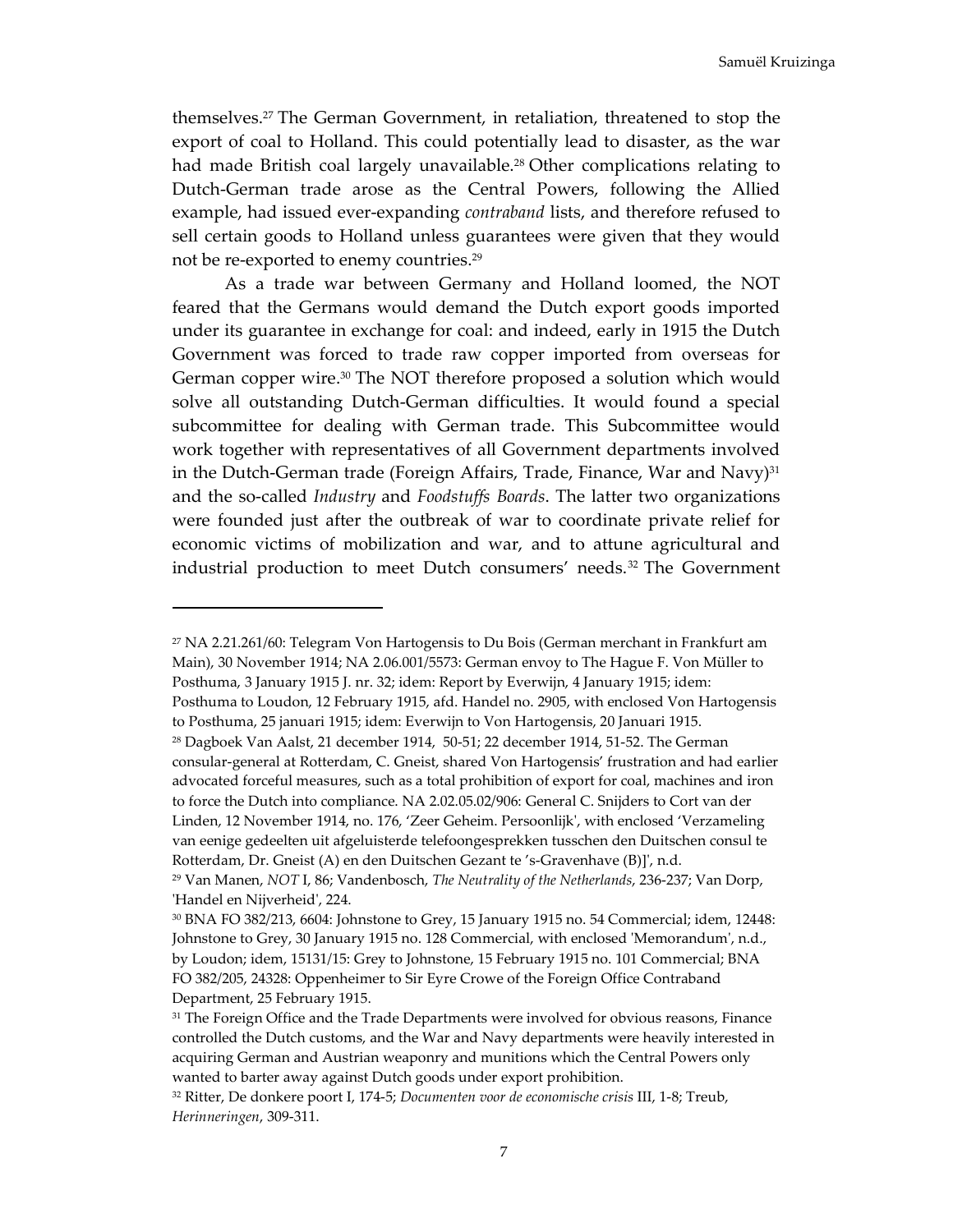themselves.[27] The German Government, in retaliation, threatened to stop the export of coal to Holland. This could potentially lead to disaster, as the war had made British coal largely unavailable.[28] Other complications relating to Dutch-German trade arose as the Central Powers, following the Allied example, had issued ever-expanding *contraband* lists, and therefore refused to sell certain goods to Holland unless guarantees were given that they would not be re-exported to enemy countries.[29]

As a trade war between Germany and Holland loomed, the NOT feared that the Germans would demand the Dutch export goods imported under its guarantee in exchange for coal: and indeed, early in 1915 the Dutch Government was forced to trade raw copper imported from overseas for German copper wire.[30] The NOT therefore proposed a solution which would solve all outstanding Dutch-German difficulties. It would found a special subcommittee for dealing with German trade. This Subcommittee would work together with representatives of all Government departments involved in the Dutch-German trade (Foreign Affairs, Trade, Finance, War and Navy)[31] and the so-called *Industry* and *Foodstuffs Boards*. The latter two organizations were founded just after the outbreak of war to coordinate private relief for economic victims of mobilization and war, and to attune agricultural and industrial production to meet Dutch consumers' needs.[32] The Government

---

[27] NA 2.21.261/60: Telegram Von Hartogensis to Du Bois (German merchant in Frankfurt am Main), 30 November 1914; NA 2.06.001/5573: German envoy to The Hague F. Von Müller to Posthuma, 3 January 1915 J. nr. 32; idem: Report by Everwijn, 4 January 1915; idem: Posthuma to Loudon, 12 February 1915, afd. Handel no. 2905, with enclosed Von Hartogensis to Posthuma, 25 januari 1915; idem: Everwijn to Von Hartogensis, 20 Januari 1915.

[28] Dagboek Van Aalst, 21 december 1914, 50-51; 22 december 1914, 51-52. The German consular-general at Rotterdam, C. Gneist, shared Von Hartogensis' frustration and had earlier advocated forceful measures, such as a total prohibition of export for coal, machines and iron to force the Dutch into compliance. NA 2.02.05.02/906: General C. Snijders to Cort van der Linden, 12 November 1914, no. 176, 'Zeer Geheim. Persoonlijk', with enclosed 'Verzameling van eenige gedeelten uit afgeluisterde telefoongesprekken tusschen den Duitschen consul te Rotterdam, Dr. Gneist (A) en den Duitschen Gezant te 's-Gravenhave (B)]', n.d.

[29] Van Manen, *NOT* I, 86; Vandenbosch, *The Neutrality of the Netherlands*, 236-237; Van Dorp, 'Handel en Nijverheid', 224.

[30] BNA FO 382/213, 6604: Johnstone to Grey, 15 January 1915 no. 54 Commercial; idem, 12448: Johnstone to Grey, 30 January 1915 no. 128 Commercial, with enclosed 'Memorandum', n.d., by Loudon; idem, 15131/15: Grey to Johnstone, 15 February 1915 no. 101 Commercial; BNA FO 382/205, 24328: Oppenheimer to Sir Eyre Crowe of the Foreign Office Contraband Department, 25 February 1915.

[31] The Foreign Office and the Trade Departments were involved for obvious reasons, Finance controlled the Dutch customs, and the War and Navy departments were heavily interested in acquiring German and Austrian weaponry and munitions which the Central Powers only wanted to barter away against Dutch goods under export prohibition.

[32] Ritter, De donkere poort I, 174-5; *Documenten voor de economische crisis* III, 1-8; Treub, *Herinneringen*, 309-311.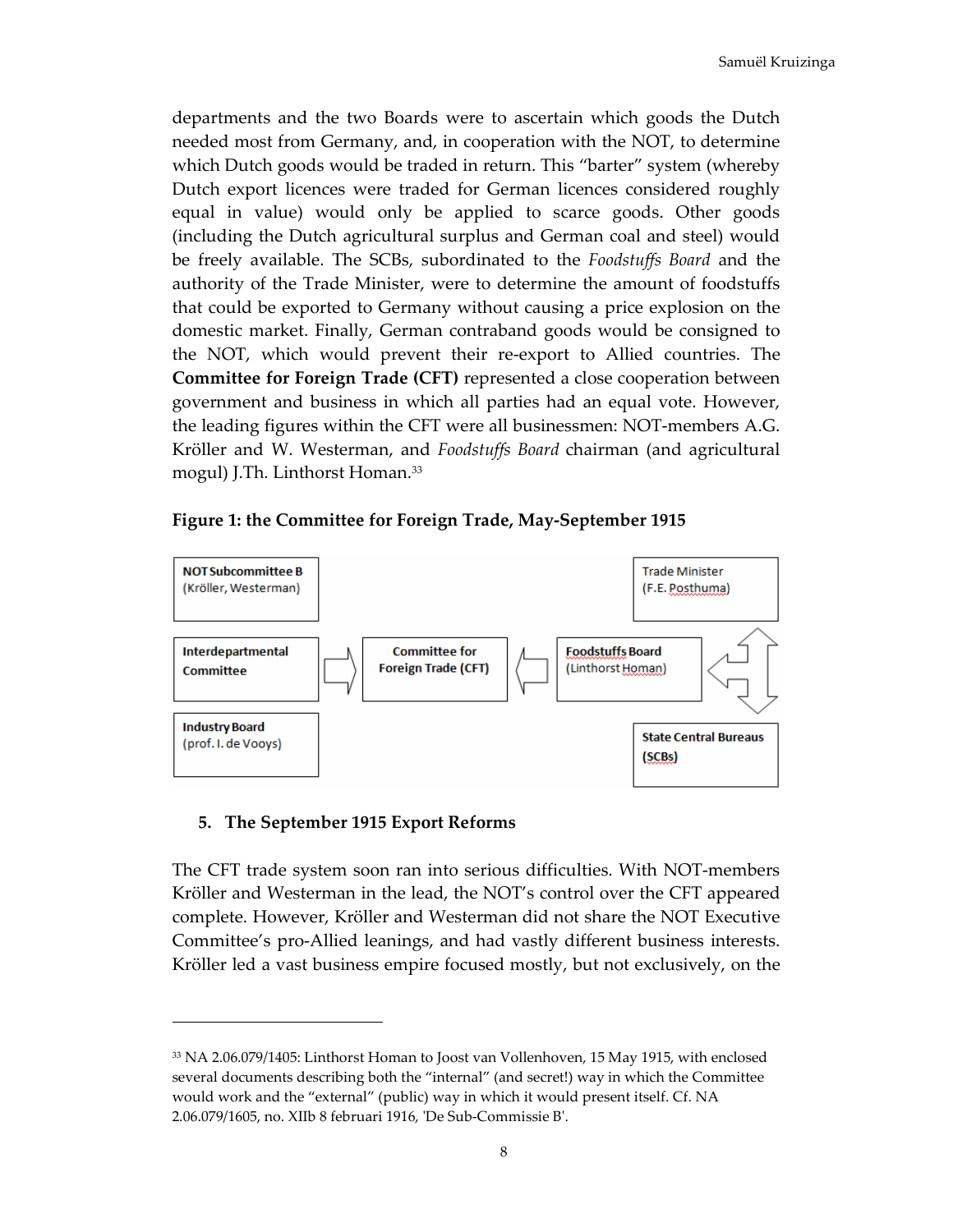departments and the two Boards were to ascertain which goods the Dutch needed most from Germany, and, in cooperation with the NOT, to determine which Dutch goods would be traded in return. This "barter" system (whereby Dutch export licences were traded for German licences considered roughly equal in value) would only be applied to scarce goods. Other goods (including the Dutch agricultural surplus and German coal and steel) would be freely available. The SCBs, subordinated to the *Foodstuffs Board* and the authority of the Trade Minister, were to determine the amount of foodstuffs that could be exported to Germany without causing a price explosion on the domestic market. Finally, German contraband goods would be consigned to the NOT, which would prevent their re-export to Allied countries. The **Committee for Foreign Trade (CFT)** represented a close cooperation between government and business in which all parties had an equal vote. However, the leading figures within the CFT were all businessmen: NOT-members A.G. Kröller and W. Westerman, and *Foodstuffs Board* chairman (and agricultural mogul) J.Th. Linthorst Homan.[33]

**Figure 1: the Committee for Foreign Trade, May-September 1915**

| | | |
|---|---|---|
| **NOT Subcommittee B** (Kröller, Westerman) | | Trade Minister (F.E. Posthuma) |
| **Interdepartmental Committee** ⇒ | **Committee for Foreign Trade (CFT)** | ⇐ **Foodstuffs Board** (Linthorst Homan) ⇔ |
| **Industry Board** (prof. I. de Vooys) | | **State Central Bureaus (SCBs)** |

## 5. The September 1915 Export Reforms

The CFT trade system soon ran into serious difficulties. With NOT-members Kröller and Westerman in the lead, the NOT's control over the CFT appeared complete. However, Kröller and Westerman did not share the NOT Executive Committee's pro-Allied leanings, and had vastly different business interests. Kröller led a vast business empire focused mostly, but not exclusively, on the

---

[33] NA 2.06.079/1405: Linthorst Homan to Joost van Vollenhoven, 15 May 1915, with enclosed several documents describing both the "internal" (and secret!) way in which the Committee would work and the "external" (public) way in which it would present itself. Cf. NA 2.06.079/1605, no. XIIb 8 februari 1916, 'De Sub-Commissie B'.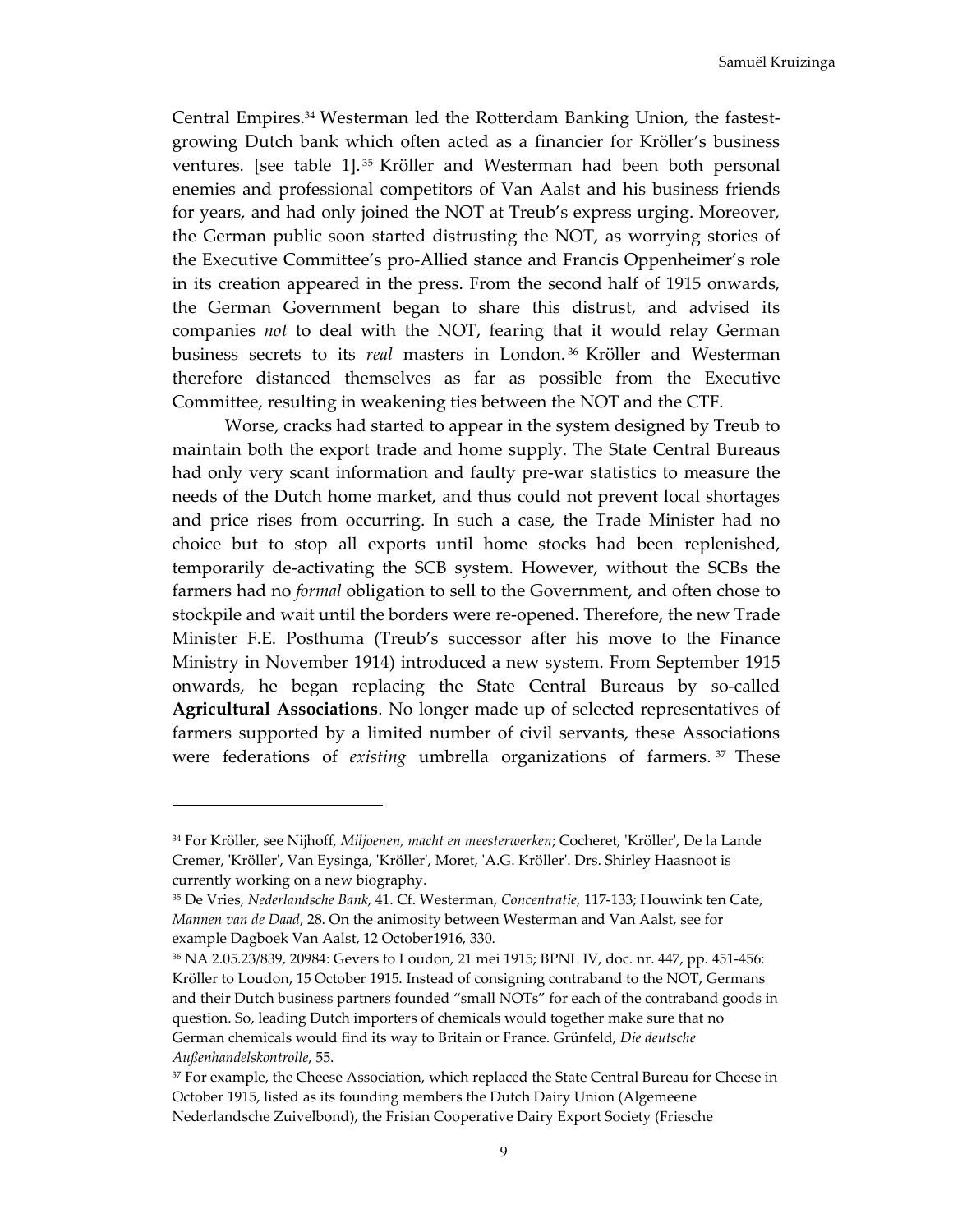Central Empires.[34] Westerman led the Rotterdam Banking Union, the fastest-growing Dutch bank which often acted as a financier for Kröller's business ventures. [see table 1].[35] Kröller and Westerman had been both personal enemies and professional competitors of Van Aalst and his business friends for years, and had only joined the NOT at Treub's express urging. Moreover, the German public soon started distrusting the NOT, as worrying stories of the Executive Committee's pro-Allied stance and Francis Oppenheimer's role in its creation appeared in the press. From the second half of 1915 onwards, the German Government began to share this distrust, and advised its companies *not* to deal with the NOT, fearing that it would relay German business secrets to its *real* masters in London.[36] Kröller and Westerman therefore distanced themselves as far as possible from the Executive Committee, resulting in weakening ties between the NOT and the CTF.

Worse, cracks had started to appear in the system designed by Treub to maintain both the export trade and home supply. The State Central Bureaus had only very scant information and faulty pre-war statistics to measure the needs of the Dutch home market, and thus could not prevent local shortages and price rises from occurring. In such a case, the Trade Minister had no choice but to stop all exports until home stocks had been replenished, temporarily de-activating the SCB system. However, without the SCBs the farmers had no *formal* obligation to sell to the Government, and often chose to stockpile and wait until the borders were re-opened. Therefore, the new Trade Minister F.E. Posthuma (Treub's successor after his move to the Finance Ministry in November 1914) introduced a new system. From September 1915 onwards, he began replacing the State Central Bureaus by so-called **Agricultural Associations**. No longer made up of selected representatives of farmers supported by a limited number of civil servants, these Associations were federations of *existing* umbrella organizations of farmers.[37] These

---

[34] For Kröller, see Nijhoff, *Miljoenen, macht en meesterwerken*; Cocheret, 'Kröller', De la Lande Cremer, 'Kröller', Van Eysinga, 'Kröller', Moret, 'A.G. Kröller'. Drs. Shirley Haasnoot is currently working on a new biography.

[35] De Vries, *Nederlandsche Bank*, 41. Cf. Westerman, *Concentratie*, 117-133; Houwink ten Cate, *Mannen van de Daad*, 28. On the animosity between Westerman and Van Aalst, see for example Dagboek Van Aalst, 12 October1916, 330.

[36] NA 2.05.23/839, 20984: Gevers to Loudon, 21 mei 1915; BPNL IV, doc. nr. 447, pp. 451-456: Kröller to Loudon, 15 October 1915. Instead of consigning contraband to the NOT, Germans and their Dutch business partners founded "small NOTs" for each of the contraband goods in question. So, leading Dutch importers of chemicals would together make sure that no German chemicals would find its way to Britain or France. Grünfeld, *Die deutsche Außenhandelskontrolle*, 55.

[37] For example, the Cheese Association, which replaced the State Central Bureau for Cheese in October 1915, listed as its founding members the Dutch Dairy Union (Algemeene Nederlandsche Zuivelbond), the Frisian Cooperative Dairy Export Society (Friesche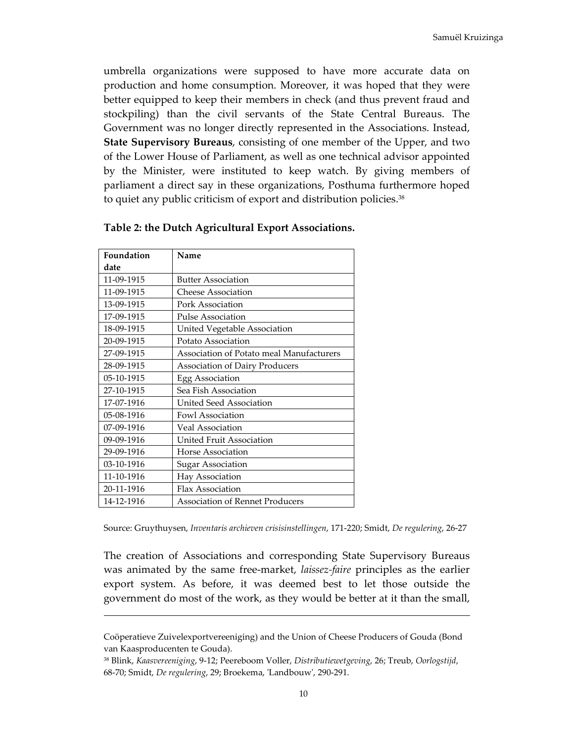umbrella organizations were supposed to have more accurate data on production and home consumption. Moreover, it was hoped that they were better equipped to keep their members in check (and thus prevent fraud and stockpiling) than the civil servants of the State Central Bureaus. The Government was no longer directly represented in the Associations. Instead, **State Supervisory Bureaus**, consisting of one member of the Upper, and two of the Lower House of Parliament, as well as one technical advisor appointed by the Minister, were instituted to keep watch. By giving members of parliament a direct say in these organizations, Posthuma furthermore hoped to quiet any public criticism of export and distribution policies.[38]

**Table 2: the Dutch Agricultural Export Associations.**

| Foundation date | Name |
|---|---|
| 11-09-1915 | Butter Association |
| 11-09-1915 | Cheese Association |
| 13-09-1915 | Pork Association |
| 17-09-1915 | Pulse Association |
| 18-09-1915 | United Vegetable Association |
| 20-09-1915 | Potato Association |
| 27-09-1915 | Association of Potato meal Manufacturers |
| 28-09-1915 | Association of Dairy Producers |
| 05-10-1915 | Egg Association |
| 27-10-1915 | Sea Fish Association |
| 17-07-1916 | United Seed Association |
| 05-08-1916 | Fowl Association |
| 07-09-1916 | Veal Association |
| 09-09-1916 | United Fruit Association |
| 29-09-1916 | Horse Association |
| 03-10-1916 | Sugar Association |
| 11-10-1916 | Hay Association |
| 20-11-1916 | Flax Association |
| 14-12-1916 | Association of Rennet Producers |

Source: Gruythuysen, *Inventaris archieven crisisinstellingen*, 171-220; Smidt, *De regulering*, 26-27

The creation of Associations and corresponding State Supervisory Bureaus was animated by the same free-market, *laissez-faire* principles as the earlier export system. As before, it was deemed best to let those outside the government do most of the work, as they would be better at it than the small,

---

Coöperatieve Zuivelexportvereeniging) and the Union of Cheese Producers of Gouda (Bond van Kaasproducenten te Gouda).

[38] Blink, *Kaasvereeniging*, 9-12; Peereboom Voller, *Distributiewetgeving*, 26; Treub, *Oorlogstijd*, 68-70; Smidt, *De regulering*, 29; Broekema, 'Landbouw', 290-291.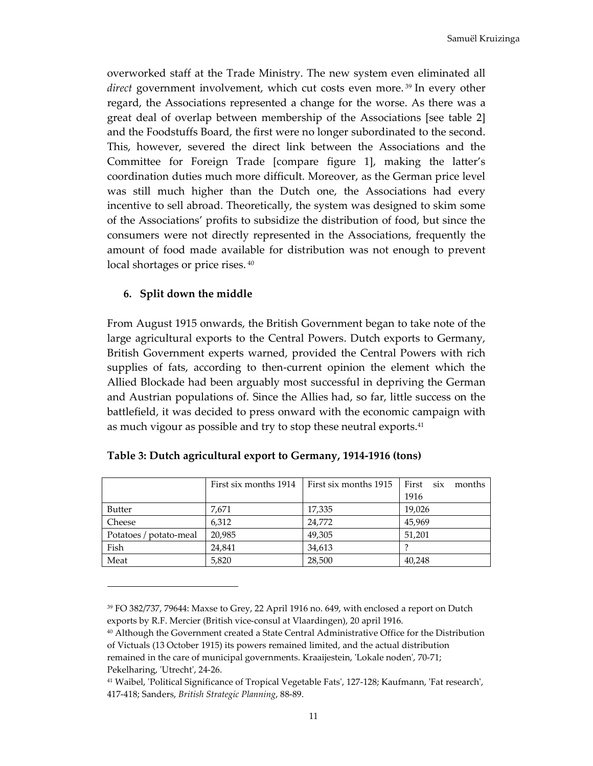overworked staff at the Trade Ministry. The new system even eliminated all *direct* government involvement, which cut costs even more. [39] In every other regard, the Associations represented a change for the worse. As there was a great deal of overlap between membership of the Associations [see table 2] and the Foodstuffs Board, the first were no longer subordinated to the second. This, however, severed the direct link between the Associations and the Committee for Foreign Trade [compare figure 1], making the latter's coordination duties much more difficult. Moreover, as the German price level was still much higher than the Dutch one, the Associations had every incentive to sell abroad. Theoretically, the system was designed to skim some of the Associations' profits to subsidize the distribution of food, but since the consumers were not directly represented in the Associations, frequently the amount of food made available for distribution was not enough to prevent local shortages or price rises. [40]

## 6. Split down the middle

From August 1915 onwards, the British Government began to take note of the large agricultural exports to the Central Powers. Dutch exports to Germany, British Government experts warned, provided the Central Powers with rich supplies of fats, according to then-current opinion the element which the Allied Blockade had been arguably most successful in depriving the German and Austrian populations of. Since the Allies had, so far, little success on the battlefield, it was decided to press onward with the economic campaign with as much vigour as possible and try to stop these neutral exports.[41]

**Table 3: Dutch agricultural export to Germany, 1914-1916 (tons)**

| | First six months 1914 | First six months 1915 | First six months 1916 |
|---|---|---|---|
| Butter | 7,671 | 17,335 | 19,026 |
| Cheese | 6,312 | 24,772 | 45,969 |
| Potatoes / potato-meal | 20,985 | 49,305 | 51,201 |
| Fish | 24,841 | 34,613 | ? |
| Meat | 5,820 | 28,500 | 40,248 |

---

[39] FO 382/737, 79644: Maxse to Grey, 22 April 1916 no. 649, with enclosed a report on Dutch exports by R.F. Mercier (British vice-consul at Vlaardingen), 20 april 1916.

[40] Although the Government created a State Central Administrative Office for the Distribution of Victuals (13 October 1915) its powers remained limited, and the actual distribution remained in the care of municipal governments. Kraaijestein, 'Lokale noden', 70-71; Pekelharing, 'Utrecht', 24-26.

[41] Waibel, 'Political Significance of Tropical Vegetable Fats', 127-128; Kaufmann, 'Fat research', 417-418; Sanders, *British Strategic Planning*, 88-89.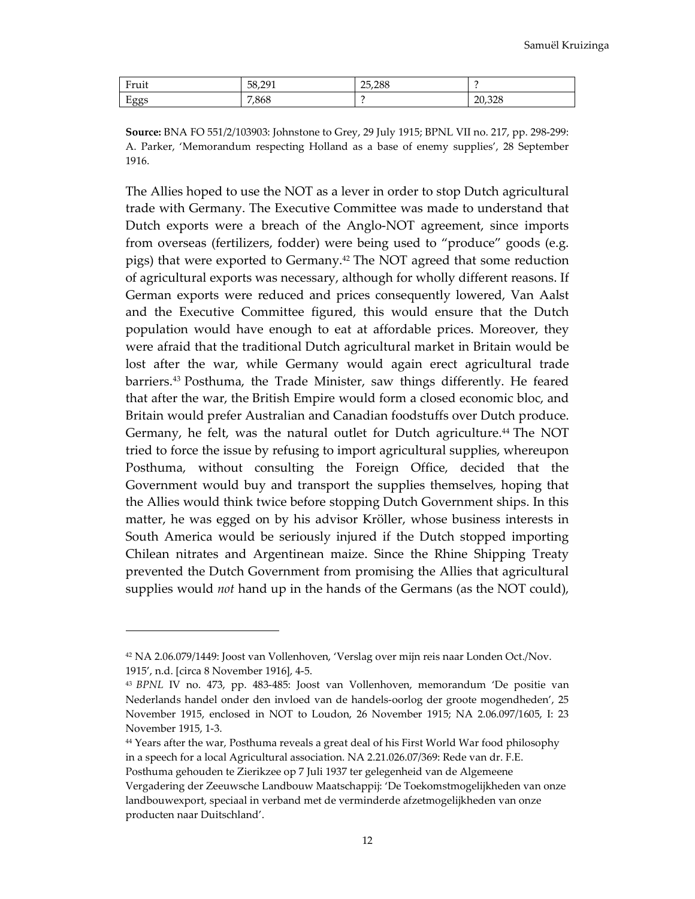| Fruit | 58,291 | 25,288 | ? |
|---|---|---|---|
| Eggs | 7,868 | ? | 20,328 |

**Source:** BNA FO 551/2/103903: Johnstone to Grey, 29 July 1915; BPNL VII no. 217, pp. 298-299: A. Parker, 'Memorandum respecting Holland as a base of enemy supplies', 28 September 1916.

The Allies hoped to use the NOT as a lever in order to stop Dutch agricultural trade with Germany. The Executive Committee was made to understand that Dutch exports were a breach of the Anglo-NOT agreement, since imports from overseas (fertilizers, fodder) were being used to "produce" goods (e.g. pigs) that were exported to Germany.[42] The NOT agreed that some reduction of agricultural exports was necessary, although for wholly different reasons. If German exports were reduced and prices consequently lowered, Van Aalst and the Executive Committee figured, this would ensure that the Dutch population would have enough to eat at affordable prices. Moreover, they were afraid that the traditional Dutch agricultural market in Britain would be lost after the war, while Germany would again erect agricultural trade barriers.[43] Posthuma, the Trade Minister, saw things differently. He feared that after the war, the British Empire would form a closed economic bloc, and Britain would prefer Australian and Canadian foodstuffs over Dutch produce. Germany, he felt, was the natural outlet for Dutch agriculture.[44] The NOT tried to force the issue by refusing to import agricultural supplies, whereupon Posthuma, without consulting the Foreign Office, decided that the Government would buy and transport the supplies themselves, hoping that the Allies would think twice before stopping Dutch Government ships. In this matter, he was egged on by his advisor Kröller, whose business interests in South America would be seriously injured if the Dutch stopped importing Chilean nitrates and Argentinean maize. Since the Rhine Shipping Treaty prevented the Dutch Government from promising the Allies that agricultural supplies would *not* hand up in the hands of the Germans (as the NOT could),

---

[42] NA 2.06.079/1449: Joost van Vollenhoven, 'Verslag over mijn reis naar Londen Oct./Nov. 1915', n.d. [circa 8 November 1916], 4-5.

[43] *BPNL* IV no. 473, pp. 483-485: Joost van Vollenhoven, memorandum 'De positie van Nederlands handel onder den invloed van de handels-oorlog der groote mogendheden', 25 November 1915, enclosed in NOT to Loudon, 26 November 1915; NA 2.06.097/1605, I: 23 November 1915, 1-3.

[44] Years after the war, Posthuma reveals a great deal of his First World War food philosophy in a speech for a local Agricultural association. NA 2.21.026.07/369: Rede van dr. F.E. Posthuma gehouden te Zierikzee op 7 Juli 1937 ter gelegenheid van de Algemeene Vergadering der Zeeuwsche Landbouw Maatschappij: 'De Toekomstmogelijkheden van onze landbouwexport, speciaal in verband met de verminderde afzetmogelijkheden van onze producten naar Duitschland'.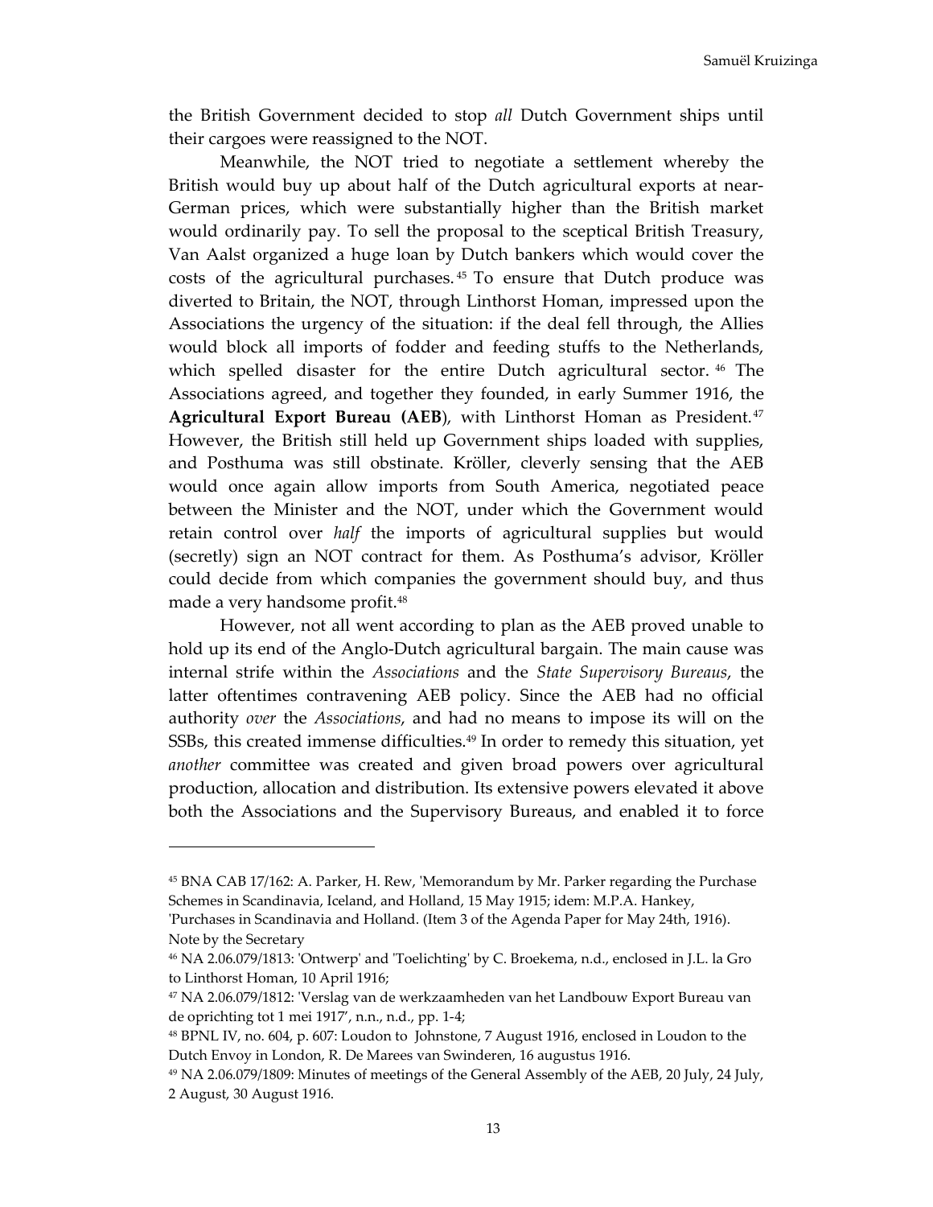the British Government decided to stop *all* Dutch Government ships until their cargoes were reassigned to the NOT.

Meanwhile, the NOT tried to negotiate a settlement whereby the British would buy up about half of the Dutch agricultural exports at near-German prices, which were substantially higher than the British market would ordinarily pay. To sell the proposal to the sceptical British Treasury, Van Aalst organized a huge loan by Dutch bankers which would cover the costs of the agricultural purchases.[45] To ensure that Dutch produce was diverted to Britain, the NOT, through Linthorst Homan, impressed upon the Associations the urgency of the situation: if the deal fell through, the Allies would block all imports of fodder and feeding stuffs to the Netherlands, which spelled disaster for the entire Dutch agricultural sector.[46] The Associations agreed, and together they founded, in early Summer 1916, the **Agricultural Export Bureau (AEB**), with Linthorst Homan as President.[47] However, the British still held up Government ships loaded with supplies, and Posthuma was still obstinate. Kröller, cleverly sensing that the AEB would once again allow imports from South America, negotiated peace between the Minister and the NOT, under which the Government would retain control over *half* the imports of agricultural supplies but would (secretly) sign an NOT contract for them. As Posthuma's advisor, Kröller could decide from which companies the government should buy, and thus made a very handsome profit.[48]

However, not all went according to plan as the AEB proved unable to hold up its end of the Anglo-Dutch agricultural bargain. The main cause was internal strife within the *Associations* and the *State Supervisory Bureaus*, the latter oftentimes contravening AEB policy. Since the AEB had no official authority *over* the *Associations*, and had no means to impose its will on the SSBs, this created immense difficulties.[49] In order to remedy this situation, yet *another* committee was created and given broad powers over agricultural production, allocation and distribution. Its extensive powers elevated it above both the Associations and the Supervisory Bureaus, and enabled it to force

---

[45] BNA CAB 17/162: A. Parker, H. Rew, 'Memorandum by Mr. Parker regarding the Purchase Schemes in Scandinavia, Iceland, and Holland, 15 May 1915; idem: M.P.A. Hankey, 'Purchases in Scandinavia and Holland. (Item 3 of the Agenda Paper for May 24th, 1916). Note by the Secretary

[46] NA 2.06.079/1813: 'Ontwerp' and 'Toelichting' by C. Broekema, n.d., enclosed in J.L. la Gro to Linthorst Homan, 10 April 1916;

[47] NA 2.06.079/1812: 'Verslag van de werkzaamheden van het Landbouw Export Bureau van de oprichting tot 1 mei 1917', n.n., n.d., pp. 1-4;

[48] BPNL IV, no. 604, p. 607: Loudon to Johnstone, 7 August 1916, enclosed in Loudon to the Dutch Envoy in London, R. De Marees van Swinderen, 16 augustus 1916.

[49] NA 2.06.079/1809: Minutes of meetings of the General Assembly of the AEB, 20 July, 24 July, 2 August, 30 August 1916.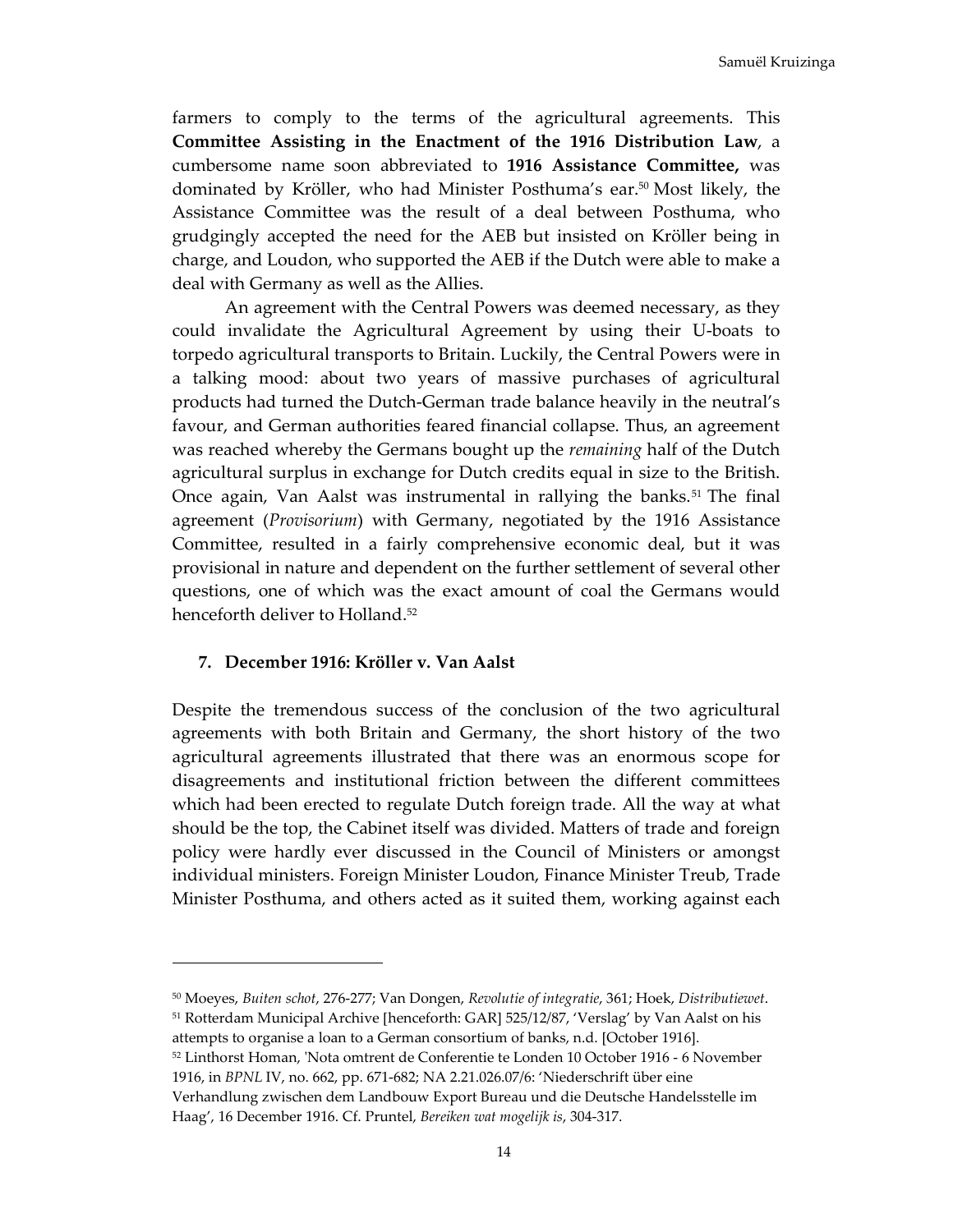farmers to comply to the terms of the agricultural agreements. This **Committee Assisting in the Enactment of the 1916 Distribution Law**, a cumbersome name soon abbreviated to **1916 Assistance Committee,** was dominated by Kröller, who had Minister Posthuma's ear.[50] Most likely, the Assistance Committee was the result of a deal between Posthuma, who grudgingly accepted the need for the AEB but insisted on Kröller being in charge, and Loudon, who supported the AEB if the Dutch were able to make a deal with Germany as well as the Allies.

An agreement with the Central Powers was deemed necessary, as they could invalidate the Agricultural Agreement by using their U-boats to torpedo agricultural transports to Britain. Luckily, the Central Powers were in a talking mood: about two years of massive purchases of agricultural products had turned the Dutch-German trade balance heavily in the neutral's favour, and German authorities feared financial collapse. Thus, an agreement was reached whereby the Germans bought up the *remaining* half of the Dutch agricultural surplus in exchange for Dutch credits equal in size to the British. Once again, Van Aalst was instrumental in rallying the banks.[51] The final agreement (*Provisorium*) with Germany, negotiated by the 1916 Assistance Committee, resulted in a fairly comprehensive economic deal, but it was provisional in nature and dependent on the further settlement of several other questions, one of which was the exact amount of coal the Germans would henceforth deliver to Holland.[52]

## 7. December 1916: Kröller v. Van Aalst

Despite the tremendous success of the conclusion of the two agricultural agreements with both Britain and Germany, the short history of the two agricultural agreements illustrated that there was an enormous scope for disagreements and institutional friction between the different committees which had been erected to regulate Dutch foreign trade. All the way at what should be the top, the Cabinet itself was divided. Matters of trade and foreign policy were hardly ever discussed in the Council of Ministers or amongst individual ministers. Foreign Minister Loudon, Finance Minister Treub, Trade Minister Posthuma, and others acted as it suited them, working against each

---

[50] Moeyes, *Buiten schot*, 276-277; Van Dongen, *Revolutie of integratie*, 361; Hoek, *Distributiewet*.

[51] Rotterdam Municipal Archive [henceforth: GAR] 525/12/87, 'Verslag' by Van Aalst on his attempts to organise a loan to a German consortium of banks, n.d. [October 1916].

[52] Linthorst Homan, 'Nota omtrent de Conferentie te Londen 10 October 1916 - 6 November 1916, in *BPNL* IV, no. 662, pp. 671-682; NA 2.21.026.07/6: 'Niederschrift über eine Verhandlung zwischen dem Landbouw Export Bureau und die Deutsche Handelsstelle im Haag', 16 December 1916. Cf. Pruntel, *Bereiken wat mogelijk is*, 304-317.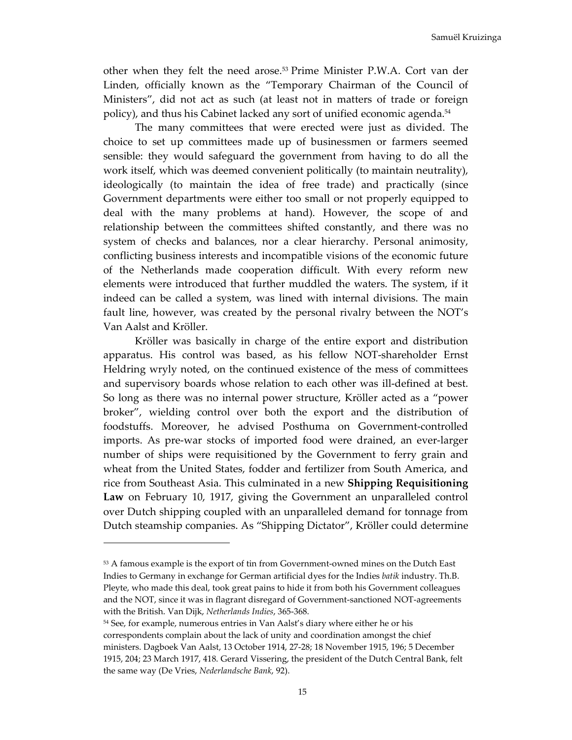other when they felt the need arose.[53] Prime Minister P.W.A. Cort van der Linden, officially known as the "Temporary Chairman of the Council of Ministers", did not act as such (at least not in matters of trade or foreign policy), and thus his Cabinet lacked any sort of unified economic agenda.[54]

The many committees that were erected were just as divided. The choice to set up committees made up of businessmen or farmers seemed sensible: they would safeguard the government from having to do all the work itself, which was deemed convenient politically (to maintain neutrality), ideologically (to maintain the idea of free trade) and practically (since Government departments were either too small or not properly equipped to deal with the many problems at hand). However, the scope of and relationship between the committees shifted constantly, and there was no system of checks and balances, nor a clear hierarchy. Personal animosity, conflicting business interests and incompatible visions of the economic future of the Netherlands made cooperation difficult. With every reform new elements were introduced that further muddled the waters. The system, if it indeed can be called a system, was lined with internal divisions. The main fault line, however, was created by the personal rivalry between the NOT's Van Aalst and Kröller.

Kröller was basically in charge of the entire export and distribution apparatus. His control was based, as his fellow NOT-shareholder Ernst Heldring wryly noted, on the continued existence of the mess of committees and supervisory boards whose relation to each other was ill-defined at best. So long as there was no internal power structure, Kröller acted as a "power broker", wielding control over both the export and the distribution of foodstuffs. Moreover, he advised Posthuma on Government-controlled imports. As pre-war stocks of imported food were drained, an ever-larger number of ships were requisitioned by the Government to ferry grain and wheat from the United States, fodder and fertilizer from South America, and rice from Southeast Asia. This culminated in a new **Shipping Requisitioning Law** on February 10, 1917, giving the Government an unparalleled control over Dutch shipping coupled with an unparalleled demand for tonnage from Dutch steamship companies. As "Shipping Dictator", Kröller could determine

---

[53] A famous example is the export of tin from Government-owned mines on the Dutch East Indies to Germany in exchange for German artificial dyes for the Indies *batik* industry. Th.B. Pleyte, who made this deal, took great pains to hide it from both his Government colleagues and the NOT, since it was in flagrant disregard of Government-sanctioned NOT-agreements with the British. Van Dijk, *Netherlands Indies*, 365-368.

[54] See, for example, numerous entries in Van Aalst's diary where either he or his correspondents complain about the lack of unity and coordination amongst the chief ministers. Dagboek Van Aalst, 13 October 1914, 27-28; 18 November 1915, 196; 5 December 1915, 204; 23 March 1917, 418. Gerard Vissering, the president of the Dutch Central Bank, felt the same way (De Vries, *Nederlandsche Bank*, 92).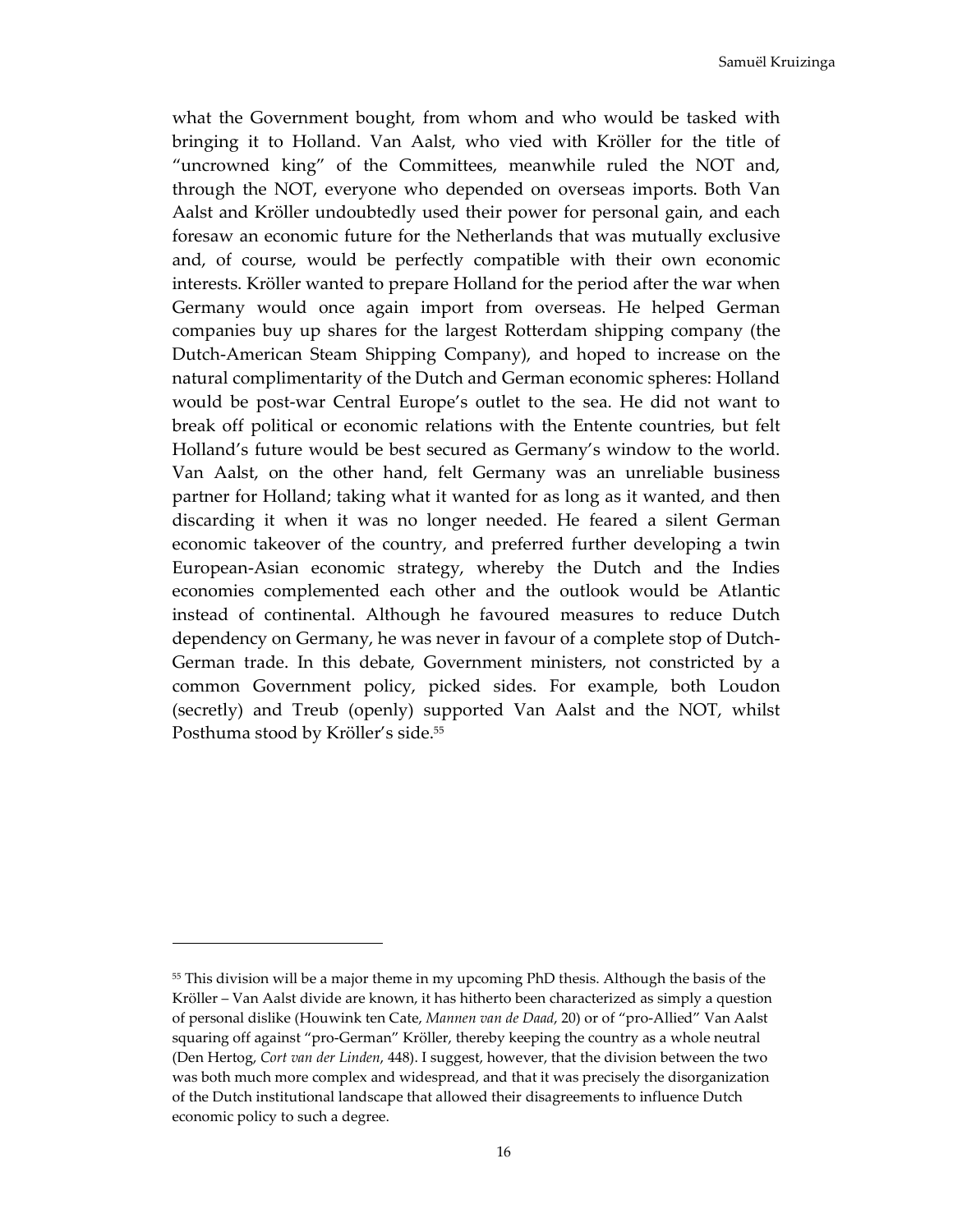what the Government bought, from whom and who would be tasked with bringing it to Holland. Van Aalst, who vied with Kröller for the title of "uncrowned king" of the Committees, meanwhile ruled the NOT and, through the NOT, everyone who depended on overseas imports. Both Van Aalst and Kröller undoubtedly used their power for personal gain, and each foresaw an economic future for the Netherlands that was mutually exclusive and, of course, would be perfectly compatible with their own economic interests. Kröller wanted to prepare Holland for the period after the war when Germany would once again import from overseas. He helped German companies buy up shares for the largest Rotterdam shipping company (the Dutch-American Steam Shipping Company), and hoped to increase on the natural complimentarity of the Dutch and German economic spheres: Holland would be post-war Central Europe's outlet to the sea. He did not want to break off political or economic relations with the Entente countries, but felt Holland's future would be best secured as Germany's window to the world. Van Aalst, on the other hand, felt Germany was an unreliable business partner for Holland; taking what it wanted for as long as it wanted, and then discarding it when it was no longer needed. He feared a silent German economic takeover of the country, and preferred further developing a twin European-Asian economic strategy, whereby the Dutch and the Indies economies complemented each other and the outlook would be Atlantic instead of continental. Although he favoured measures to reduce Dutch dependency on Germany, he was never in favour of a complete stop of Dutch-German trade. In this debate, Government ministers, not constricted by a common Government policy, picked sides. For example, both Loudon (secretly) and Treub (openly) supported Van Aalst and the NOT, whilst Posthuma stood by Kröller's side.[55]

---

[55] This division will be a major theme in my upcoming PhD thesis. Although the basis of the Kröller – Van Aalst divide are known, it has hitherto been characterized as simply a question of personal dislike (Houwink ten Cate, *Mannen van de Daad*, 20) or of "pro-Allied" Van Aalst squaring off against "pro-German" Kröller, thereby keeping the country as a whole neutral (Den Hertog, *Cort van der Linden*, 448). I suggest, however, that the division between the two was both much more complex and widespread, and that it was precisely the disorganization of the Dutch institutional landscape that allowed their disagreements to influence Dutch economic policy to such a degree.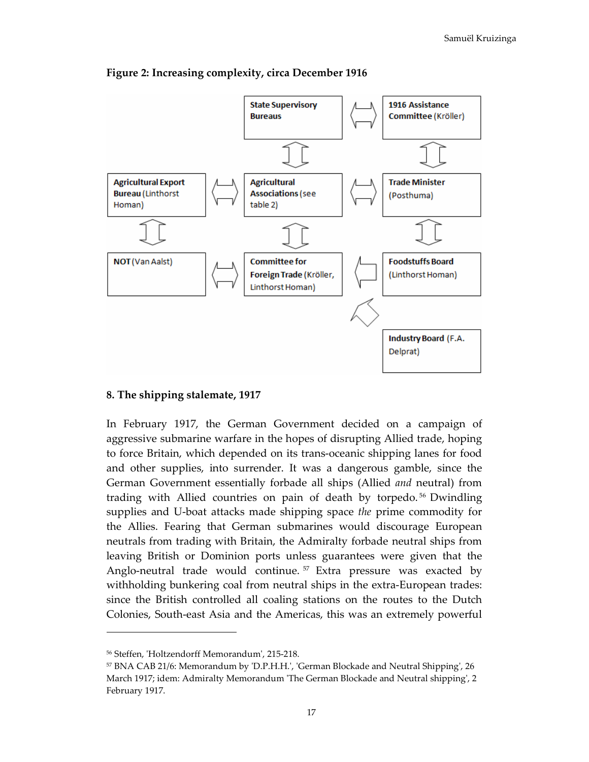**Figure 2: Increasing complexity, circa December 1916**

**State Supervisory Bureaus**

**1916 Assistance Committee** (Kröller)

**Agricultural Export Bureau** (Linthorst Homan)

**Agricultural Associations** (see table 2)

**Trade Minister** (Posthuma)

**NOT** (Van Aalst)

**Committee for Foreign Trade** (Kröller, Linthorst Homan)

**Foodstuffs Board** (Linthorst Homan)

**Industry Board** (F.A. Delprat)

## 8. The shipping stalemate, 1917

In February 1917, the German Government decided on a campaign of aggressive submarine warfare in the hopes of disrupting Allied trade, hoping to force Britain, which depended on its trans-oceanic shipping lanes for food and other supplies, into surrender. It was a dangerous gamble, since the German Government essentially forbade all ships (Allied *and* neutral) from trading with Allied countries on pain of death by torpedo.[56] Dwindling supplies and U-boat attacks made shipping space *the* prime commodity for the Allies. Fearing that German submarines would discourage European neutrals from trading with Britain, the Admiralty forbade neutral ships from leaving British or Dominion ports unless guarantees were given that the Anglo-neutral trade would continue.[57] Extra pressure was exacted by withholding bunkering coal from neutral ships in the extra-European trades: since the British controlled all coaling stations on the routes to the Dutch Colonies, South-east Asia and the Americas, this was an extremely powerful

[56] Steffen, 'Holtzendorff Memorandum', 215-218.

[57] BNA CAB 21/6: Memorandum by 'D.P.H.H.', 'German Blockade and Neutral Shipping', 26 March 1917; idem: Admiralty Memorandum 'The German Blockade and Neutral shipping', 2 February 1917.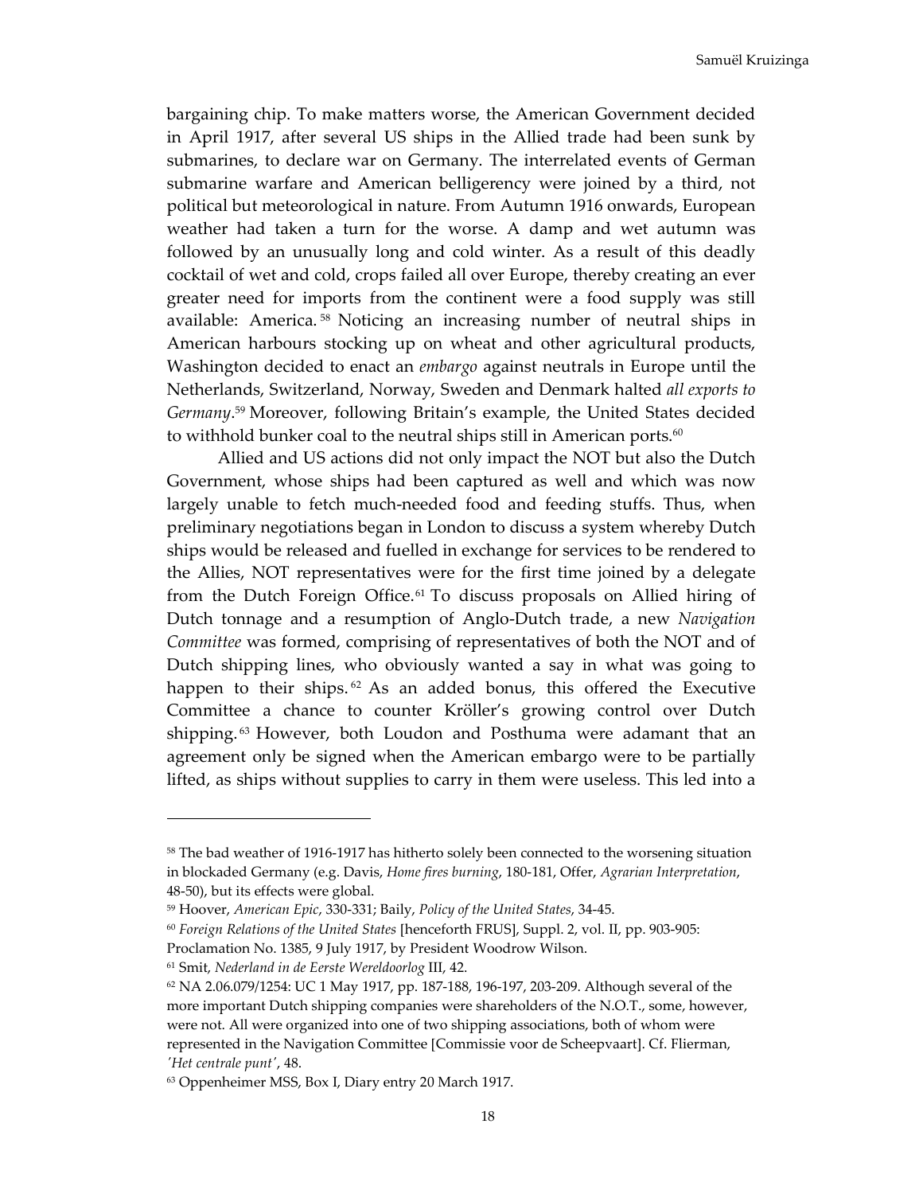bargaining chip. To make matters worse, the American Government decided in April 1917, after several US ships in the Allied trade had been sunk by submarines, to declare war on Germany. The interrelated events of German submarine warfare and American belligerency were joined by a third, not political but meteorological in nature. From Autumn 1916 onwards, European weather had taken a turn for the worse. A damp and wet autumn was followed by an unusually long and cold winter. As a result of this deadly cocktail of wet and cold, crops failed all over Europe, thereby creating an ever greater need for imports from the continent were a food supply was still available: America.[58] Noticing an increasing number of neutral ships in American harbours stocking up on wheat and other agricultural products, Washington decided to enact an *embargo* against neutrals in Europe until the Netherlands, Switzerland, Norway, Sweden and Denmark halted *all exports to Germany*.[59] Moreover, following Britain's example, the United States decided to withhold bunker coal to the neutral ships still in American ports.[60]

Allied and US actions did not only impact the NOT but also the Dutch Government, whose ships had been captured as well and which was now largely unable to fetch much-needed food and feeding stuffs. Thus, when preliminary negotiations began in London to discuss a system whereby Dutch ships would be released and fuelled in exchange for services to be rendered to the Allies, NOT representatives were for the first time joined by a delegate from the Dutch Foreign Office.[61] To discuss proposals on Allied hiring of Dutch tonnage and a resumption of Anglo-Dutch trade, a new *Navigation Committee* was formed, comprising of representatives of both the NOT and of Dutch shipping lines, who obviously wanted a say in what was going to happen to their ships.[62] As an added bonus, this offered the Executive Committee a chance to counter Kröller's growing control over Dutch shipping.[63] However, both Loudon and Posthuma were adamant that an agreement only be signed when the American embargo were to be partially lifted, as ships without supplies to carry in them were useless. This led into a

---

[58] The bad weather of 1916-1917 has hitherto solely been connected to the worsening situation in blockaded Germany (e.g. Davis, *Home fires burning*, 180-181, Offer, *Agrarian Interpretation*, 48-50), but its effects were global.

[59] Hoover, *American Epic*, 330-331; Baily, *Policy of the United States*, 34-45.

[60] *Foreign Relations of the United States* [henceforth FRUS], Suppl. 2, vol. II, pp. 903-905: Proclamation No. 1385, 9 July 1917, by President Woodrow Wilson.

[61] Smit, *Nederland in de Eerste Wereldoorlog* III, 42.

[62] NA 2.06.079/1254: UC 1 May 1917, pp. 187-188, 196-197, 203-209. Although several of the more important Dutch shipping companies were shareholders of the N.O.T., some, however, were not. All were organized into one of two shipping associations, both of whom were represented in the Navigation Committee [Commissie voor de Scheepvaart]. Cf. Flierman, *'Het centrale punt'*, 48.

[63] Oppenheimer MSS, Box I, Diary entry 20 March 1917.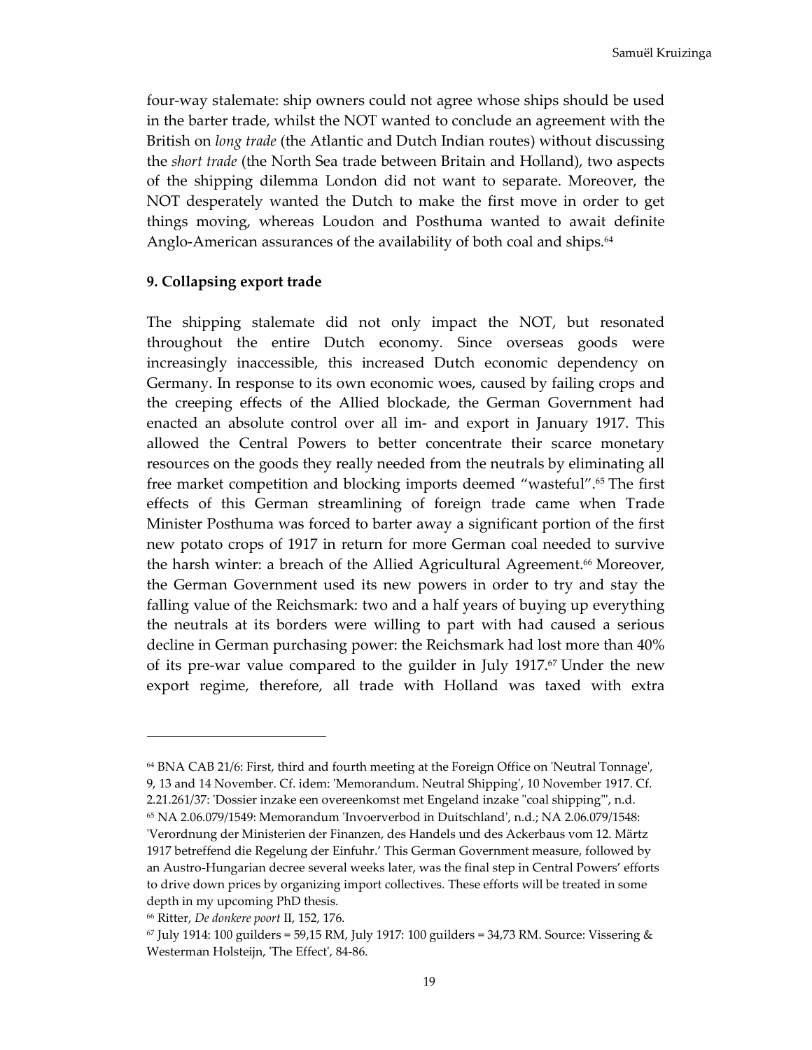four-way stalemate: ship owners could not agree whose ships should be used in the barter trade, whilst the NOT wanted to conclude an agreement with the British on *long trade* (the Atlantic and Dutch Indian routes) without discussing the *short trade* (the North Sea trade between Britain and Holland), two aspects of the shipping dilemma London did not want to separate. Moreover, the NOT desperately wanted the Dutch to make the first move in order to get things moving, whereas Loudon and Posthuma wanted to await definite Anglo-American assurances of the availability of both coal and ships.[64]

## 9. Collapsing export trade

The shipping stalemate did not only impact the NOT, but resonated throughout the entire Dutch economy. Since overseas goods were increasingly inaccessible, this increased Dutch economic dependency on Germany. In response to its own economic woes, caused by failing crops and the creeping effects of the Allied blockade, the German Government had enacted an absolute control over all im- and export in January 1917. This allowed the Central Powers to better concentrate their scarce monetary resources on the goods they really needed from the neutrals by eliminating all free market competition and blocking imports deemed "wasteful".[65] The first effects of this German streamlining of foreign trade came when Trade Minister Posthuma was forced to barter away a significant portion of the first new potato crops of 1917 in return for more German coal needed to survive the harsh winter: a breach of the Allied Agricultural Agreement.[66] Moreover, the German Government used its new powers in order to try and stay the falling value of the Reichsmark: two and a half years of buying up everything the neutrals at its borders were willing to part with had caused a serious decline in German purchasing power: the Reichsmark had lost more than 40% of its pre-war value compared to the guilder in July 1917.[67] Under the new export regime, therefore, all trade with Holland was taxed with extra

---

[64] BNA CAB 21/6: First, third and fourth meeting at the Foreign Office on 'Neutral Tonnage', 9, 13 and 14 November. Cf. idem: 'Memorandum. Neutral Shipping', 10 November 1917. Cf. 2.21.261/37: 'Dossier inzake een overeenkomst met Engeland inzake "coal shipping"', n.d.

[65] NA 2.06.079/1549: Memorandum 'Invoerverbod in Duitschland', n.d.; NA 2.06.079/1548: 'Verordnung der Ministerien der Finanzen, des Handels und des Ackerbaus vom 12. März 1917 betreffend die Regelung der Einfuhr.' This German Government measure, followed by an Austro-Hungarian decree several weeks later, was the final step in Central Powers' efforts to drive down prices by organizing import collectives. These efforts will be treated in some depth in my upcoming PhD thesis.

[66] Ritter, *De donkere poort* II, 152, 176.

[67] July 1914: 100 guilders = 59,15 RM, July 1917: 100 guilders = 34,73 RM. Source: Vissering & Westerman Holsteijn, 'The Effect', 84-86.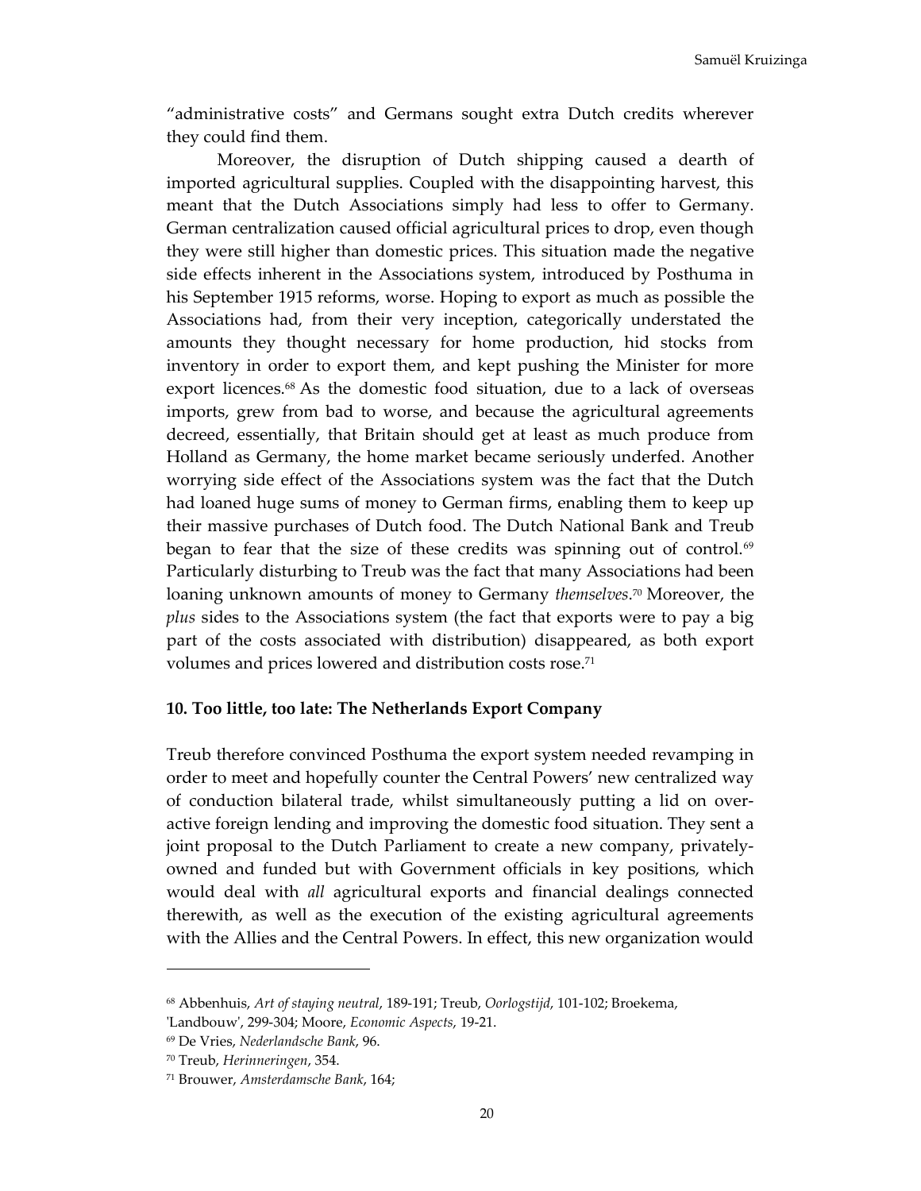"administrative costs" and Germans sought extra Dutch credits wherever they could find them.

Moreover, the disruption of Dutch shipping caused a dearth of imported agricultural supplies. Coupled with the disappointing harvest, this meant that the Dutch Associations simply had less to offer to Germany. German centralization caused official agricultural prices to drop, even though they were still higher than domestic prices. This situation made the negative side effects inherent in the Associations system, introduced by Posthuma in his September 1915 reforms, worse. Hoping to export as much as possible the Associations had, from their very inception, categorically understated the amounts they thought necessary for home production, hid stocks from inventory in order to export them, and kept pushing the Minister for more export licences.[68] As the domestic food situation, due to a lack of overseas imports, grew from bad to worse, and because the agricultural agreements decreed, essentially, that Britain should get at least as much produce from Holland as Germany, the home market became seriously underfed. Another worrying side effect of the Associations system was the fact that the Dutch had loaned huge sums of money to German firms, enabling them to keep up their massive purchases of Dutch food. The Dutch National Bank and Treub began to fear that the size of these credits was spinning out of control.[69] Particularly disturbing to Treub was the fact that many Associations had been loaning unknown amounts of money to Germany *themselves*.[70] Moreover, the *plus* sides to the Associations system (the fact that exports were to pay a big part of the costs associated with distribution) disappeared, as both export volumes and prices lowered and distribution costs rose.[71]

## 10. Too little, too late: The Netherlands Export Company

Treub therefore convinced Posthuma the export system needed revamping in order to meet and hopefully counter the Central Powers' new centralized way of conduction bilateral trade, whilst simultaneously putting a lid on over-active foreign lending and improving the domestic food situation. They sent a joint proposal to the Dutch Parliament to create a new company, privately-owned and funded but with Government officials in key positions, which would deal with *all* agricultural exports and financial dealings connected therewith, as well as the execution of the existing agricultural agreements with the Allies and the Central Powers. In effect, this new organization would

---

[68] Abbenhuis, *Art of staying neutral*, 189-191; Treub, *Oorlogstijd*, 101-102; Broekema, 'Landbouw', 299-304; Moore, *Economic Aspects*, 19-21.

[69] De Vries, *Nederlandsche Bank*, 96.

[70] Treub, *Herinneringen*, 354.

[71] Brouwer, *Amsterdamsche Bank*, 164;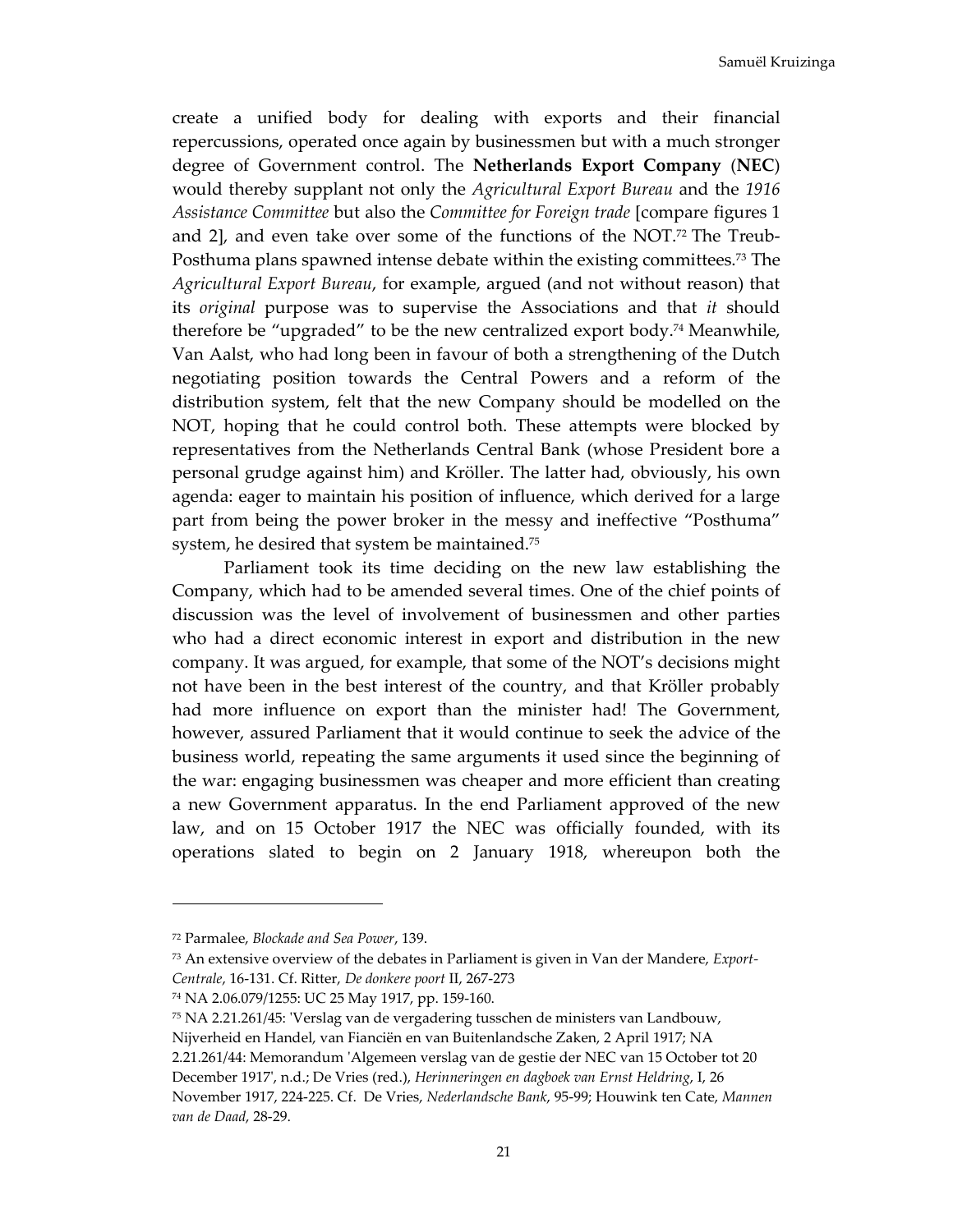create a unified body for dealing with exports and their financial repercussions, operated once again by businessmen but with a much stronger degree of Government control. The **Netherlands Export Company** (**NEC**) would thereby supplant not only the *Agricultural Export Bureau* and the *1916 Assistance Committee* but also the *Committee for Foreign trade* [compare figures 1 and 2], and even take over some of the functions of the NOT.[72] The Treub-Posthuma plans spawned intense debate within the existing committees.[73] The *Agricultural Export Bureau*, for example, argued (and not without reason) that its *original* purpose was to supervise the Associations and that *it* should therefore be "upgraded" to be the new centralized export body.[74] Meanwhile, Van Aalst, who had long been in favour of both a strengthening of the Dutch negotiating position towards the Central Powers and a reform of the distribution system, felt that the new Company should be modelled on the NOT, hoping that he could control both. These attempts were blocked by representatives from the Netherlands Central Bank (whose President bore a personal grudge against him) and Kröller. The latter had, obviously, his own agenda: eager to maintain his position of influence, which derived for a large part from being the power broker in the messy and ineffective "Posthuma" system, he desired that system be maintained.[75]

Parliament took its time deciding on the new law establishing the Company, which had to be amended several times. One of the chief points of discussion was the level of involvement of businessmen and other parties who had a direct economic interest in export and distribution in the new company. It was argued, for example, that some of the NOT's decisions might not have been in the best interest of the country, and that Kröller probably had more influence on export than the minister had! The Government, however, assured Parliament that it would continue to seek the advice of the business world, repeating the same arguments it used since the beginning of the war: engaging businessmen was cheaper and more efficient than creating a new Government apparatus. In the end Parliament approved of the new law, and on 15 October 1917 the NEC was officially founded, with its operations slated to begin on 2 January 1918, whereupon both the

---

[72] Parmalee, *Blockade and Sea Power*, 139.

[73] An extensive overview of the debates in Parliament is given in Van der Mandere, *Export-Centrale*, 16-131. Cf. Ritter, *De donkere poort* II, 267-273

[74] NA 2.06.079/1255: UC 25 May 1917, pp. 159-160.

[75] NA 2.21.261/45: 'Verslag van de vergadering tusschen de ministers van Landbouw, Nijverheid en Handel, van Fianciën en van Buitenlandsche Zaken, 2 April 1917; NA 2.21.261/44: Memorandum 'Algemeen verslag van de gestie der NEC van 15 October tot 20 December 1917', n.d.; De Vries (red.), *Herinneringen en dagboek van Ernst Heldring*, I, 26 November 1917, 224-225. Cf. De Vries, *Nederlandsche Bank*, 95-99; Houwink ten Cate, *Mannen van de Daad*, 28-29.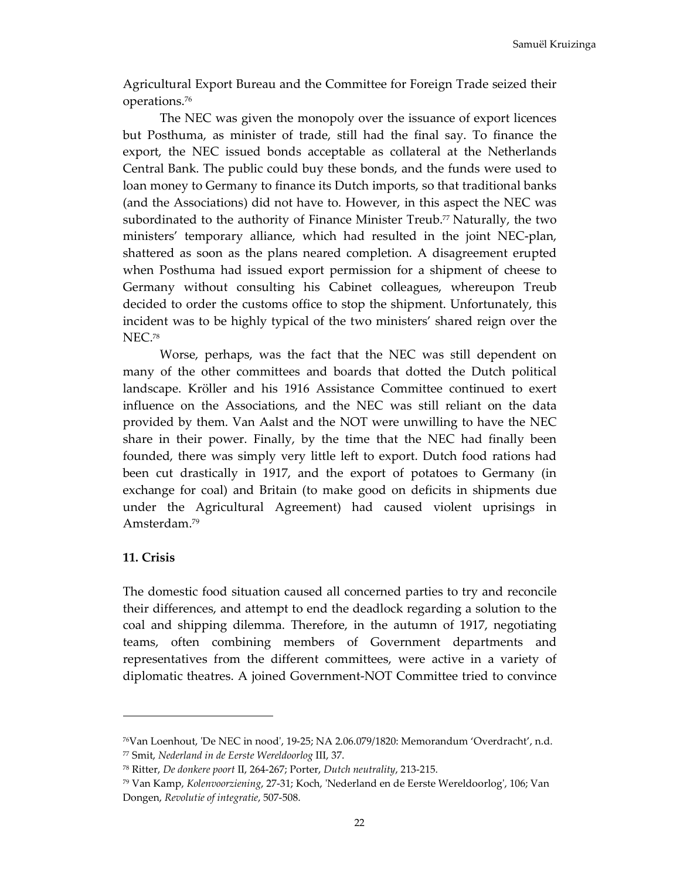Agricultural Export Bureau and the Committee for Foreign Trade seized their operations.[76]

The NEC was given the monopoly over the issuance of export licences but Posthuma, as minister of trade, still had the final say. To finance the export, the NEC issued bonds acceptable as collateral at the Netherlands Central Bank. The public could buy these bonds, and the funds were used to loan money to Germany to finance its Dutch imports, so that traditional banks (and the Associations) did not have to. However, in this aspect the NEC was subordinated to the authority of Finance Minister Treub.[77] Naturally, the two ministers' temporary alliance, which had resulted in the joint NEC-plan, shattered as soon as the plans neared completion. A disagreement erupted when Posthuma had issued export permission for a shipment of cheese to Germany without consulting his Cabinet colleagues, whereupon Treub decided to order the customs office to stop the shipment. Unfortunately, this incident was to be highly typical of the two ministers' shared reign over the NEC.[78]

Worse, perhaps, was the fact that the NEC was still dependent on many of the other committees and boards that dotted the Dutch political landscape. Kröller and his 1916 Assistance Committee continued to exert influence on the Associations, and the NEC was still reliant on the data provided by them. Van Aalst and the NOT were unwilling to have the NEC share in their power. Finally, by the time that the NEC had finally been founded, there was simply very little left to export. Dutch food rations had been cut drastically in 1917, and the export of potatoes to Germany (in exchange for coal) and Britain (to make good on deficits in shipments due under the Agricultural Agreement) had caused violent uprisings in Amsterdam.[79]

### 11. Crisis

The domestic food situation caused all concerned parties to try and reconcile their differences, and attempt to end the deadlock regarding a solution to the coal and shipping dilemma. Therefore, in the autumn of 1917, negotiating teams, often combining members of Government departments and representatives from the different committees, were active in a variety of diplomatic theatres. A joined Government-NOT Committee tried to convince

---

[76] Van Loenhout, 'De NEC in nood', 19-25; NA 2.06.079/1820: Memorandum 'Overdracht', n.d.

[77] Smit, *Nederland in de Eerste Wereldoorlog* III, 37.

[78] Ritter, *De donkere poort* II, 264-267; Porter, *Dutch neutrality*, 213-215.

[79] Van Kamp, *Kolenvoorziening*, 27-31; Koch, 'Nederland en de Eerste Wereldoorlog', 106; Van Dongen, *Revolutie of integratie*, 507-508.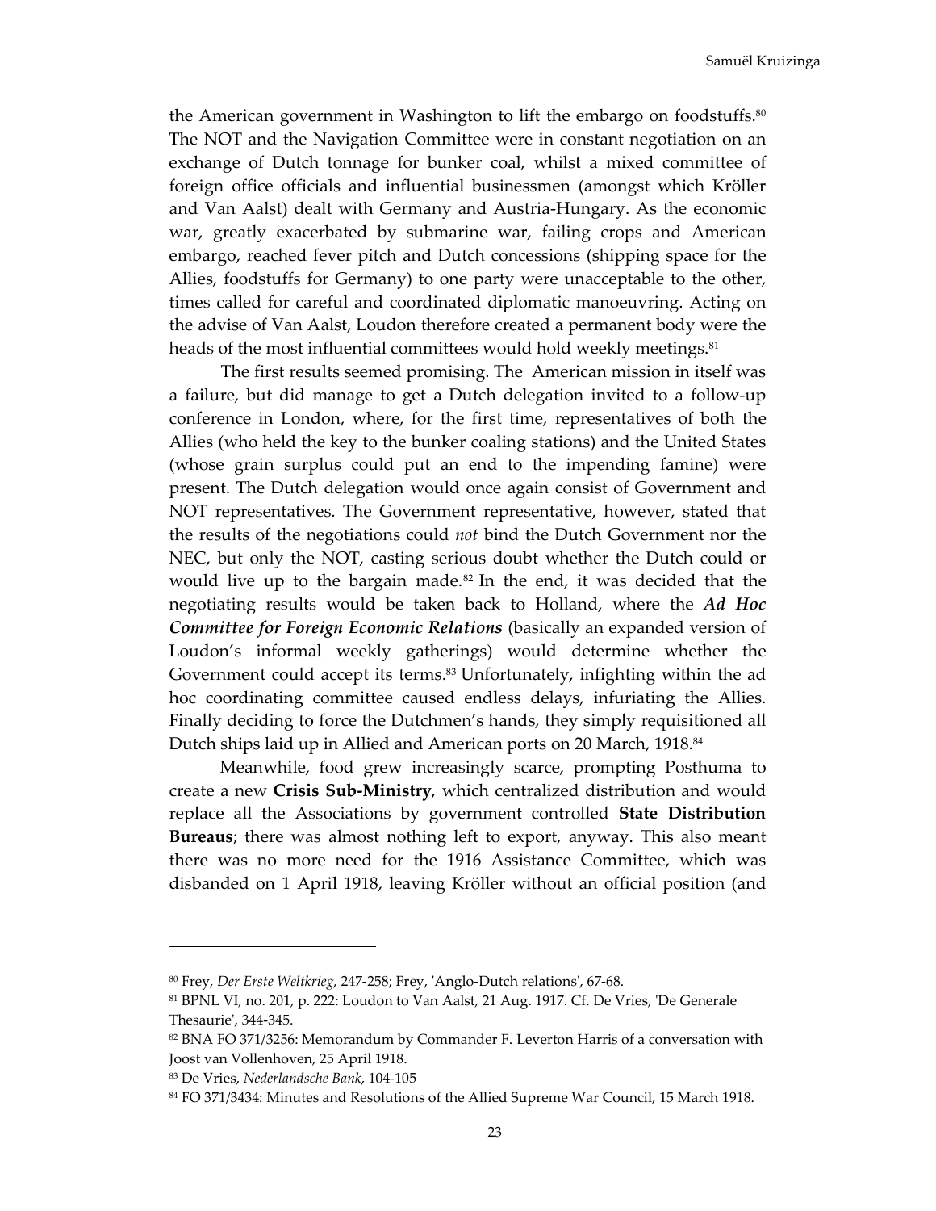the American government in Washington to lift the embargo on foodstuffs.[80] The NOT and the Navigation Committee were in constant negotiation on an exchange of Dutch tonnage for bunker coal, whilst a mixed committee of foreign office officials and influential businessmen (amongst which Kröller and Van Aalst) dealt with Germany and Austria-Hungary. As the economic war, greatly exacerbated by submarine war, failing crops and American embargo, reached fever pitch and Dutch concessions (shipping space for the Allies, foodstuffs for Germany) to one party were unacceptable to the other, times called for careful and coordinated diplomatic manoeuvring. Acting on the advise of Van Aalst, Loudon therefore created a permanent body were the heads of the most influential committees would hold weekly meetings.[81]

The first results seemed promising. The American mission in itself was a failure, but did manage to get a Dutch delegation invited to a follow-up conference in London, where, for the first time, representatives of both the Allies (who held the key to the bunker coaling stations) and the United States (whose grain surplus could put an end to the impending famine) were present. The Dutch delegation would once again consist of Government and NOT representatives. The Government representative, however, stated that the results of the negotiations could *not* bind the Dutch Government nor the NEC, but only the NOT, casting serious doubt whether the Dutch could or would live up to the bargain made.[82] In the end, it was decided that the negotiating results would be taken back to Holland, where the ***Ad Hoc Committee for Foreign Economic Relations*** (basically an expanded version of Loudon's informal weekly gatherings) would determine whether the Government could accept its terms.[83] Unfortunately, infighting within the ad hoc coordinating committee caused endless delays, infuriating the Allies. Finally deciding to force the Dutchmen's hands, they simply requisitioned all Dutch ships laid up in Allied and American ports on 20 March, 1918.[84]

Meanwhile, food grew increasingly scarce, prompting Posthuma to create a new **Crisis Sub-Ministry**, which centralized distribution and would replace all the Associations by government controlled **State Distribution Bureaus**; there was almost nothing left to export, anyway. This also meant there was no more need for the 1916 Assistance Committee, which was disbanded on 1 April 1918, leaving Kröller without an official position (and

---

[80] Frey, *Der Erste Weltkrieg*, 247-258; Frey, 'Anglo-Dutch relations', 67-68.

[81] BPNL VI, no. 201, p. 222: Loudon to Van Aalst, 21 Aug. 1917. Cf. De Vries, 'De Generale Thesaurie', 344-345.

[82] BNA FO 371/3256: Memorandum by Commander F. Leverton Harris of a conversation with Joost van Vollenhoven, 25 April 1918.

[83] De Vries, *Nederlandsche Bank*, 104-105

[84] FO 371/3434: Minutes and Resolutions of the Allied Supreme War Council, 15 March 1918.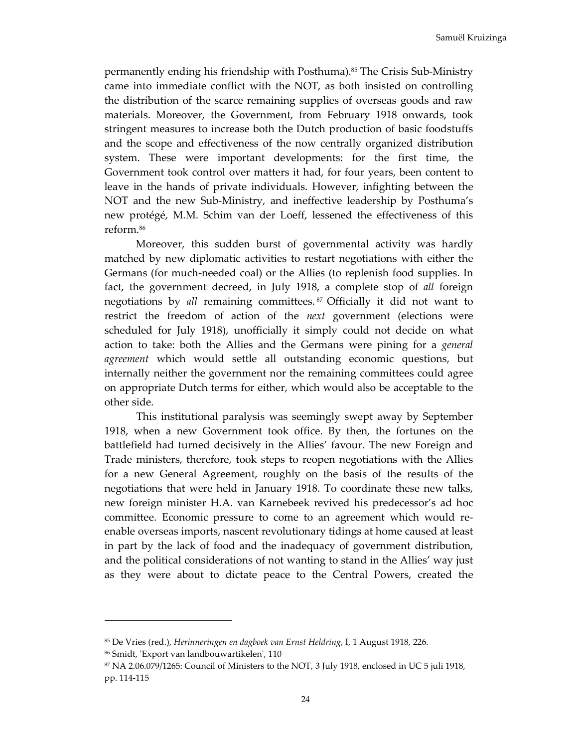permanently ending his friendship with Posthuma).[85] The Crisis Sub-Ministry came into immediate conflict with the NOT, as both insisted on controlling the distribution of the scarce remaining supplies of overseas goods and raw materials. Moreover, the Government, from February 1918 onwards, took stringent measures to increase both the Dutch production of basic foodstuffs and the scope and effectiveness of the now centrally organized distribution system. These were important developments: for the first time, the Government took control over matters it had, for four years, been content to leave in the hands of private individuals. However, infighting between the NOT and the new Sub-Ministry, and ineffective leadership by Posthuma's new protégé, M.M. Schim van der Loeff, lessened the effectiveness of this reform.[86]

Moreover, this sudden burst of governmental activity was hardly matched by new diplomatic activities to restart negotiations with either the Germans (for much-needed coal) or the Allies (to replenish food supplies. In fact, the government decreed, in July 1918, a complete stop of *all* foreign negotiations by *all* remaining committees.[87] Officially it did not want to restrict the freedom of action of the *next* government (elections were scheduled for July 1918), unofficially it simply could not decide on what action to take: both the Allies and the Germans were pining for a *general agreement* which would settle all outstanding economic questions, but internally neither the government nor the remaining committees could agree on appropriate Dutch terms for either, which would also be acceptable to the other side.

This institutional paralysis was seemingly swept away by September 1918, when a new Government took office. By then, the fortunes on the battlefield had turned decisively in the Allies' favour. The new Foreign and Trade ministers, therefore, took steps to reopen negotiations with the Allies for a new General Agreement, roughly on the basis of the results of the negotiations that were held in January 1918. To coordinate these new talks, new foreign minister H.A. van Karnebeek revived his predecessor's ad hoc committee. Economic pressure to come to an agreement which would re-enable overseas imports, nascent revolutionary tidings at home caused at least in part by the lack of food and the inadequacy of government distribution, and the political considerations of not wanting to stand in the Allies' way just as they were about to dictate peace to the Central Powers, created the

---

[85] De Vries (red.), *Herinneringen en dagboek van Ernst Heldring*, I, 1 August 1918, 226.

[86] Smidt, 'Export van landbouwartikelen', 110

[87] NA 2.06.079/1265: Council of Ministers to the NOT, 3 July 1918, enclosed in UC 5 juli 1918, pp. 114-115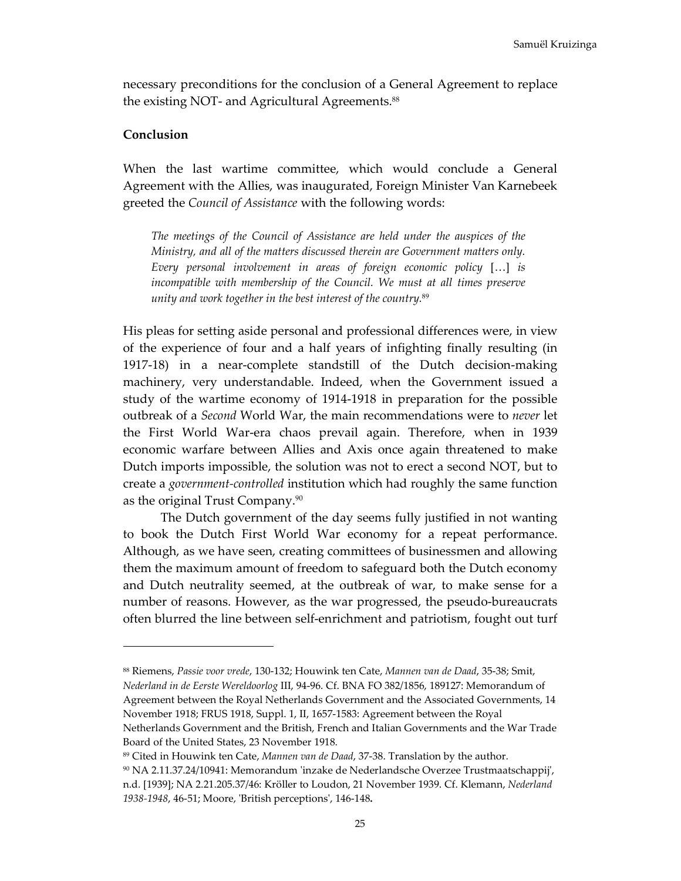necessary preconditions for the conclusion of a General Agreement to replace the existing NOT- and Agricultural Agreements.[88]

## Conclusion

When the last wartime committee, which would conclude a General Agreement with the Allies, was inaugurated, Foreign Minister Van Karnebeek greeted the *Council of Assistance* with the following words:

> *The meetings of the Council of Assistance are held under the auspices of the Ministry, and all of the matters discussed therein are Government matters only. Every personal involvement in areas of foreign economic policy* […] *is incompatible with membership of the Council. We must at all times preserve unity and work together in the best interest of the country.*[89]

His pleas for setting aside personal and professional differences were, in view of the experience of four and a half years of infighting finally resulting (in 1917-18) in a near-complete standstill of the Dutch decision-making machinery, very understandable. Indeed, when the Government issued a study of the wartime economy of 1914-1918 in preparation for the possible outbreak of a *Second* World War, the main recommendations were to *never* let the First World War-era chaos prevail again. Therefore, when in 1939 economic warfare between Allies and Axis once again threatened to make Dutch imports impossible, the solution was not to erect a second NOT, but to create a *government-controlled* institution which had roughly the same function as the original Trust Company.[90]

The Dutch government of the day seems fully justified in not wanting to book the Dutch First World War economy for a repeat performance. Although, as we have seen, creating committees of businessmen and allowing them the maximum amount of freedom to safeguard both the Dutch economy and Dutch neutrality seemed, at the outbreak of war, to make sense for a number of reasons. However, as the war progressed, the pseudo-bureaucrats often blurred the line between self-enrichment and patriotism, fought out turf

---

[88] Riemens, *Passie voor vrede*, 130-132; Houwink ten Cate, *Mannen van de Daad*, 35-38; Smit, *Nederland in de Eerste Wereldoorlog* III, 94-96. Cf. BNA FO 382/1856, 189127: Memorandum of Agreement between the Royal Netherlands Government and the Associated Governments, 14 November 1918; FRUS 1918, Suppl. 1, II, 1657-1583: Agreement between the Royal Netherlands Government and the British, French and Italian Governments and the War Trade Board of the United States, 23 November 1918.

[89] Cited in Houwink ten Cate, *Mannen van de Daad*, 37-38. Translation by the author.

[90] NA 2.11.37.24/10941: Memorandum 'inzake de Nederlandsche Overzee Trustmaatschappij', n.d. [1939]; NA 2.21.205.37/46: Kröller to Loudon, 21 November 1939. Cf. Klemann, *Nederland 1938-1948*, 46-51; Moore, 'British perceptions', 146-148.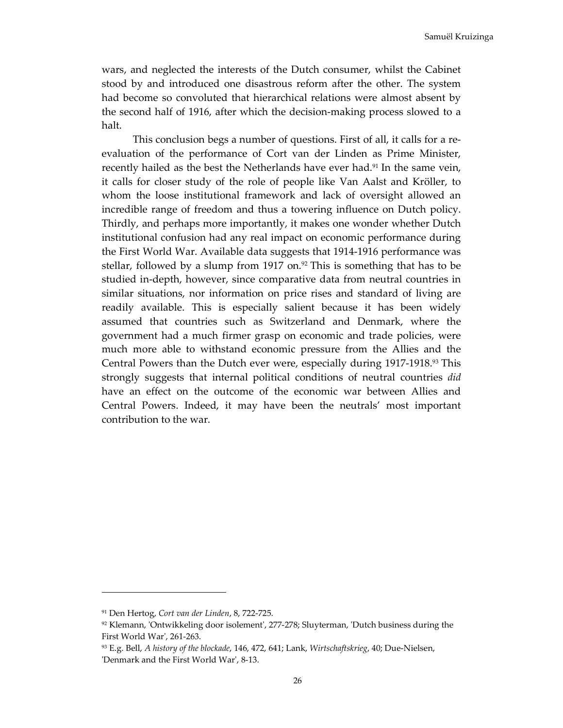wars, and neglected the interests of the Dutch consumer, whilst the Cabinet stood by and introduced one disastrous reform after the other. The system had become so convoluted that hierarchical relations were almost absent by the second half of 1916, after which the decision-making process slowed to a halt.

This conclusion begs a number of questions. First of all, it calls for a re-evaluation of the performance of Cort van der Linden as Prime Minister, recently hailed as the best the Netherlands have ever had.[91] In the same vein, it calls for closer study of the role of people like Van Aalst and Kröller, to whom the loose institutional framework and lack of oversight allowed an incredible range of freedom and thus a towering influence on Dutch policy. Thirdly, and perhaps more importantly, it makes one wonder whether Dutch institutional confusion had any real impact on economic performance during the First World War. Available data suggests that 1914-1916 performance was stellar, followed by a slump from 1917 on.[92] This is something that has to be studied in-depth, however, since comparative data from neutral countries in similar situations, nor information on price rises and standard of living are readily available. This is especially salient because it has been widely assumed that countries such as Switzerland and Denmark, where the government had a much firmer grasp on economic and trade policies, were much more able to withstand economic pressure from the Allies and the Central Powers than the Dutch ever were, especially during 1917-1918.[93] This strongly suggests that internal political conditions of neutral countries *did* have an effect on the outcome of the economic war between Allies and Central Powers. Indeed, it may have been the neutrals' most important contribution to the war.

---

[91] Den Hertog, *Cort van der Linden*, 8, 722-725.

[92] Klemann, 'Ontwikkeling door isolement', 277-278; Sluyterman, 'Dutch business during the First World War', 261-263.

[93] E.g. Bell, *A history of the blockade*, 146, 472, 641; Lank, *Wirtschaftskrieg*, 40; Due-Nielsen, 'Denmark and the First World War', 8-13.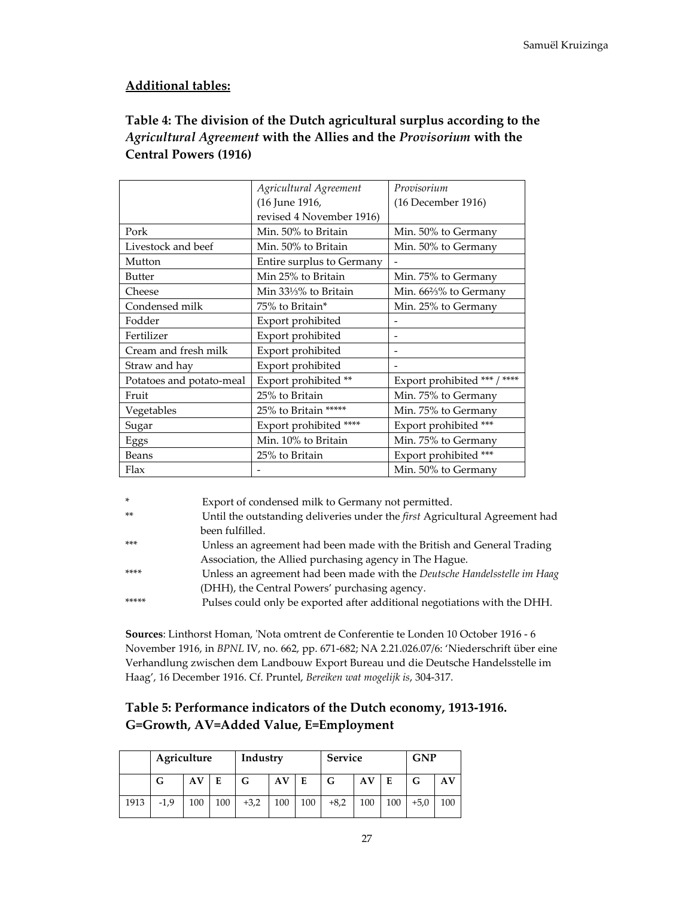## Additional tables:

### Table 4: The division of the Dutch agricultural surplus according to the *Agricultural Agreement* with the Allies and the *Provisorium* with the Central Powers (1916)

| | *Agricultural Agreement* (16 June 1916, revised 4 November 1916) | *Provisorium* (16 December 1916) |
|---|---|---|
| Pork | Min. 50% to Britain | Min. 50% to Germany |
| Livestock and beef | Min. 50% to Britain | Min. 50% to Germany |
| Mutton | Entire surplus to Germany | - |
| Butter | Min 25% to Britain | Min. 75% to Germany |
| Cheese | Min 33⅓% to Britain | Min. 66⅔% to Germany |
| Condensed milk | 75% to Britain* | Min. 25% to Germany |
| Fodder | Export prohibited | - |
| Fertilizer | Export prohibited | - |
| Cream and fresh milk | Export prohibited | - |
| Straw and hay | Export prohibited | - |
| Potatoes and potato-meal | Export prohibited ** | Export prohibited *** / **** |
| Fruit | 25% to Britain | Min. 75% to Germany |
| Vegetables | 25% to Britain ***** | Min. 75% to Germany |
| Sugar | Export prohibited **** | Export prohibited *** |
| Eggs | Min. 10% to Britain | Min. 75% to Germany |
| Beans | 25% to Britain | Export prohibited *** |
| Flax | - | Min. 50% to Germany |

\* Export of condensed milk to Germany not permitted.

** Until the outstanding deliveries under the *first* Agricultural Agreement had been fulfilled.

*** Unless an agreement had been made with the British and General Trading Association, the Allied purchasing agency in The Hague.

**** Unless an agreement had been made with the *Deutsche Handelsstelle im Haag* (DHH), the Central Powers' purchasing agency.

***** Pulses could only be exported after additional negotiations with the DHH.

**Sources**: Linthorst Homan, 'Nota omtrent de Conferentie te Londen 10 October 1916 - 6 November 1916, in *BPNL* IV, no. 662, pp. 671-682; NA 2.21.026.07/6: 'Niederschrift über eine Verhandlung zwischen dem Landbouw Export Bureau und die Deutsche Handelsstelle im Haag', 16 December 1916. Cf. Pruntel, *Bereiken wat mogelijk is*, 304-317.

### Table 5: Performance indicators of the Dutch economy, 1913-1916. G=Growth, AV=Added Value, E=Employment

| | Agriculture | | | Industry | | | Service | | | GNP | |
|---|---|---|---|---|---|---|---|---|---|---|---|
| | G | AV | E | G | AV | E | G | AV | E | G | AV |
| 1913 | -1,9 | 100 | 100 | +3,2 | 100 | 100 | +8,2 | 100 | 100 | +5,0 | 100 |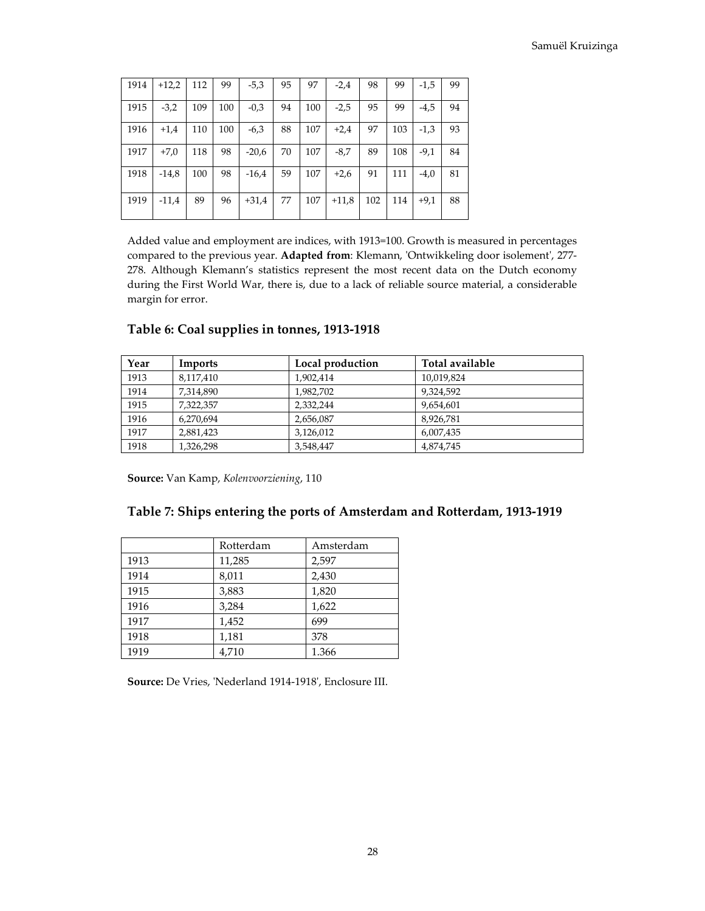| 1914 | +12,2 | 112 | 99 | -5,3 | 95 | 97 | -2,4 | 98 | 99 | -1,5 | 99 |
|---|---|---|---|---|---|---|---|---|---|---|---|
| 1915 | -3,2 | 109 | 100 | -0,3 | 94 | 100 | -2,5 | 95 | 99 | -4,5 | 94 |
| 1916 | +1,4 | 110 | 100 | -6,3 | 88 | 107 | +2,4 | 97 | 103 | -1,3 | 93 |
| 1917 | +7,0 | 118 | 98 | -20,6 | 70 | 107 | -8,7 | 89 | 108 | -9,1 | 84 |
| 1918 | -14,8 | 100 | 98 | -16,4 | 59 | 107 | +2,6 | 91 | 111 | -4,0 | 81 |
| 1919 | -11,4 | 89 | 96 | +31,4 | 77 | 107 | +11,8 | 102 | 114 | +9,1 | 88 |

Added value and employment are indices, with 1913=100. Growth is measured in percentages compared to the previous year. **Adapted from**: Klemann, 'Ontwikkeling door isolement', 277-278. Although Klemann's statistics represent the most recent data on the Dutch economy during the First World War, there is, due to a lack of reliable source material, a considerable margin for error.

## Table 6: Coal supplies in tonnes, 1913-1918

| Year | Imports | Local production | Total available |
|---|---|---|---|
| 1913 | 8,117,410 | 1,902,414 | 10,019,824 |
| 1914 | 7,314,890 | 1,982,702 | 9,324,592 |
| 1915 | 7,322,357 | 2,332,244 | 9,654,601 |
| 1916 | 6,270,694 | 2,656,087 | 8,926,781 |
| 1917 | 2,881,423 | 3,126,012 | 6,007,435 |
| 1918 | 1,326,298 | 3,548,447 | 4,874,745 |

**Source:** Van Kamp, *Kolenvoorziening*, 110

## Table 7: Ships entering the ports of Amsterdam and Rotterdam, 1913-1919

| | Rotterdam | Amsterdam |
|---|---|---|
| 1913 | 11,285 | 2,597 |
| 1914 | 8,011 | 2,430 |
| 1915 | 3,883 | 1,820 |
| 1916 | 3,284 | 1,622 |
| 1917 | 1,452 | 699 |
| 1918 | 1,181 | 378 |
| 1919 | 4,710 | 1.366 |

**Source:** De Vries, 'Nederland 1914-1918', Enclosure III.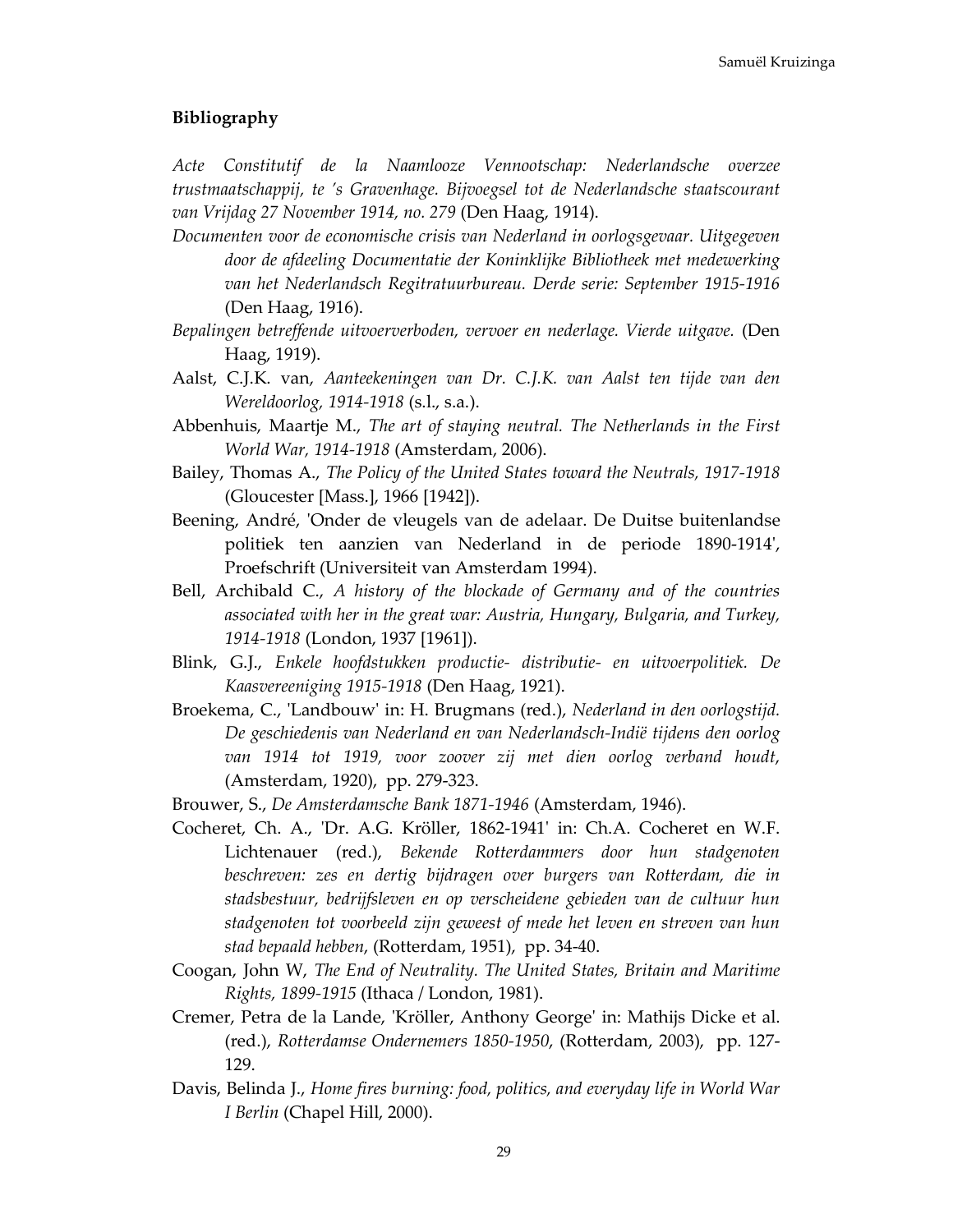## Bibliography

*Acte Constitutif de la Naamlooze Vennootschap: Nederlandsche overzee trustmaatschappij, te 's Gravenhage. Bijvoegsel tot de Nederlandsche staatscourant van Vrijdag 27 November 1914, no. 279* (Den Haag, 1914).

*Documenten voor de economische crisis van Nederland in oorlogsgevaar. Uitgegeven door de afdeeling Documentatie der Koninklijke Bibliotheek met medewerking van het Nederlandsch Regitratuurbureau. Derde serie: September 1915-1916* (Den Haag, 1916).

*Bepalingen betreffende uitvoerverboden, vervoer en nederlage. Vierde uitgave.* (Den Haag, 1919).

Aalst, C.J.K. van, *Aanteekeningen van Dr. C.J.K. van Aalst ten tijde van den Wereldoorlog, 1914-1918* (s.l., s.a.).

Abbenhuis, Maartje M., *The art of staying neutral. The Netherlands in the First World War, 1914-1918* (Amsterdam, 2006).

Bailey, Thomas A., *The Policy of the United States toward the Neutrals, 1917-1918* (Gloucester [Mass.], 1966 [1942]).

Beening, André, 'Onder de vleugels van de adelaar. De Duitse buitenlandse politiek ten aanzien van Nederland in de periode 1890-1914', Proefschrift (Universiteit van Amsterdam 1994).

Bell, Archibald C., *A history of the blockade of Germany and of the countries associated with her in the great war: Austria, Hungary, Bulgaria, and Turkey, 1914-1918* (London, 1937 [1961]).

Blink, G.J., *Enkele hoofdstukken productie- distributie- en uitvoerpolitiek. De Kaasvereeniging 1915-1918* (Den Haag, 1921).

Broekema, C., 'Landbouw' in: H. Brugmans (red.), *Nederland in den oorlogstijd. De geschiedenis van Nederland en van Nederlandsch-Indië tijdens den oorlog van 1914 tot 1919, voor zoover zij met dien oorlog verband houdt*, (Amsterdam, 1920), pp. 279-323.

Brouwer, S., *De Amsterdamsche Bank 1871-1946* (Amsterdam, 1946).

Cocheret, Ch. A., 'Dr. A.G. Kröller, 1862-1941' in: Ch.A. Cocheret en W.F. Lichtenauer (red.), *Bekende Rotterdammers door hun stadgenoten beschreven: zes en dertig bijdragen over burgers van Rotterdam, die in stadsbestuur, bedrijfsleven en op verscheidene gebieden van de cultuur hun stadgenoten tot voorbeeld zijn geweest of mede het leven en streven van hun stad bepaald hebben*, (Rotterdam, 1951), pp. 34-40.

Coogan, John W, *The End of Neutrality. The United States, Britain and Maritime Rights, 1899-1915* (Ithaca / London, 1981).

Cremer, Petra de la Lande, 'Kröller, Anthony George' in: Mathijs Dicke et al. (red.), *Rotterdamse Ondernemers 1850-1950*, (Rotterdam, 2003), pp. 127-129.

Davis, Belinda J., *Home fires burning: food, politics, and everyday life in World War I Berlin* (Chapel Hill, 2000).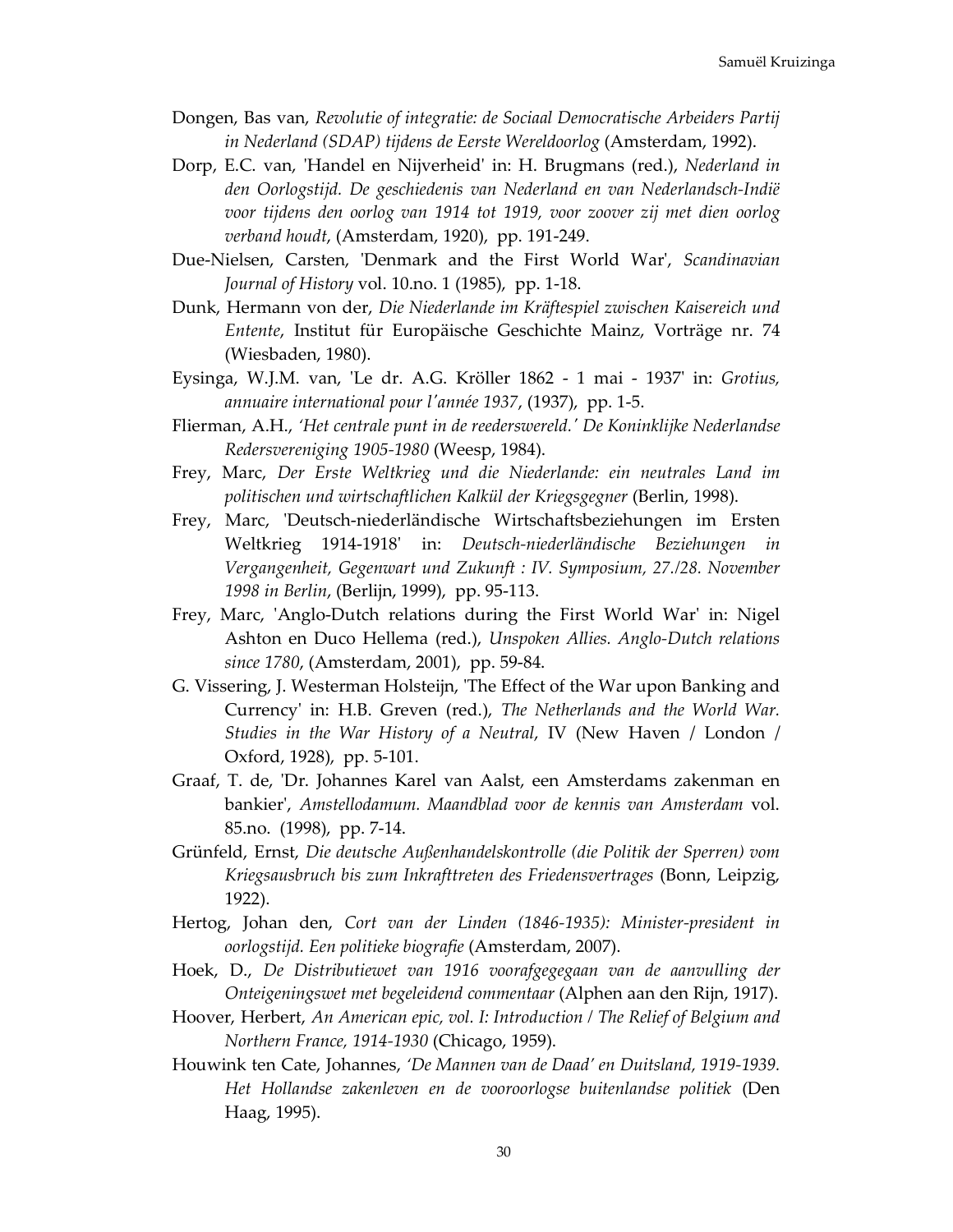Dongen, Bas van, *Revolutie of integratie: de Sociaal Democratische Arbeiders Partij in Nederland (SDAP) tijdens de Eerste Wereldoorlog* (Amsterdam, 1992).

Dorp, E.C. van, 'Handel en Nijverheid' in: H. Brugmans (red.), *Nederland in den Oorlogstijd. De geschiedenis van Nederland en van Nederlandsch-Indië voor tijdens den oorlog van 1914 tot 1919, voor zoover zij met dien oorlog verband houdt*, (Amsterdam, 1920), pp. 191-249.

Due-Nielsen, Carsten, 'Denmark and the First World War', *Scandinavian Journal of History* vol. 10.no. 1 (1985), pp. 1-18.

Dunk, Hermann von der, *Die Niederlande im Kräftespiel zwischen Kaisereich und Entente*, Institut für Europäische Geschichte Mainz, Vorträge nr. 74 (Wiesbaden, 1980).

Eysinga, W.J.M. van, 'Le dr. A.G. Kröller 1862 - 1 mai - 1937' in: *Grotius, annuaire international pour l'année 1937*, (1937), pp. 1-5.

Flierman, A.H., *'Het centrale punt in de reederswereld.' De Koninklijke Nederlandse Redersvereniging 1905-1980* (Weesp, 1984).

Frey, Marc, *Der Erste Weltkrieg und die Niederlande: ein neutrales Land im politischen und wirtschaftlichen Kalkül der Kriegsgegner* (Berlin, 1998).

Frey, Marc, 'Deutsch-niederländische Wirtschaftsbeziehungen im Ersten Weltkrieg 1914-1918' in: *Deutsch-niederländische Beziehungen in Vergangenheit, Gegenwart und Zukunft : IV. Symposium, 27./28. November 1998 in Berlin*, (Berlijn, 1999), pp. 95-113.

Frey, Marc, 'Anglo-Dutch relations during the First World War' in: Nigel Ashton en Duco Hellema (red.), *Unspoken Allies. Anglo-Dutch relations since 1780*, (Amsterdam, 2001), pp. 59-84.

G. Vissering, J. Westerman Holsteijn, 'The Effect of the War upon Banking and Currency' in: H.B. Greven (red.), *The Netherlands and the World War. Studies in the War History of a Neutral*, IV (New Haven / London / Oxford, 1928), pp. 5-101.

Graaf, T. de, 'Dr. Johannes Karel van Aalst, een Amsterdams zakenman en bankier', *Amstellodamum. Maandblad voor de kennis van Amsterdam* vol. 85.no. (1998), pp. 7-14.

Grünfeld, Ernst, *Die deutsche Außenhandelskontrolle (die Politik der Sperren) vom Kriegsausbruch bis zum Inkrafttreten des Friedensvertrages* (Bonn, Leipzig, 1922).

Hertog, Johan den, *Cort van der Linden (1846-1935): Minister-president in oorlogstijd. Een politieke biografie* (Amsterdam, 2007).

Hoek, D., *De Distributiewet van 1916 voorafgegegaan van de aanvulling der Onteigeningswet met begeleidend commentaar* (Alphen aan den Rijn, 1917).

Hoover, Herbert, *An American epic, vol. I: Introduction / The Relief of Belgium and Northern France, 1914-1930* (Chicago, 1959).

Houwink ten Cate, Johannes, *'De Mannen van de Daad' en Duitsland, 1919-1939. Het Hollandse zakenleven en de vooroorlogse buitenlandse politiek* (Den Haag, 1995).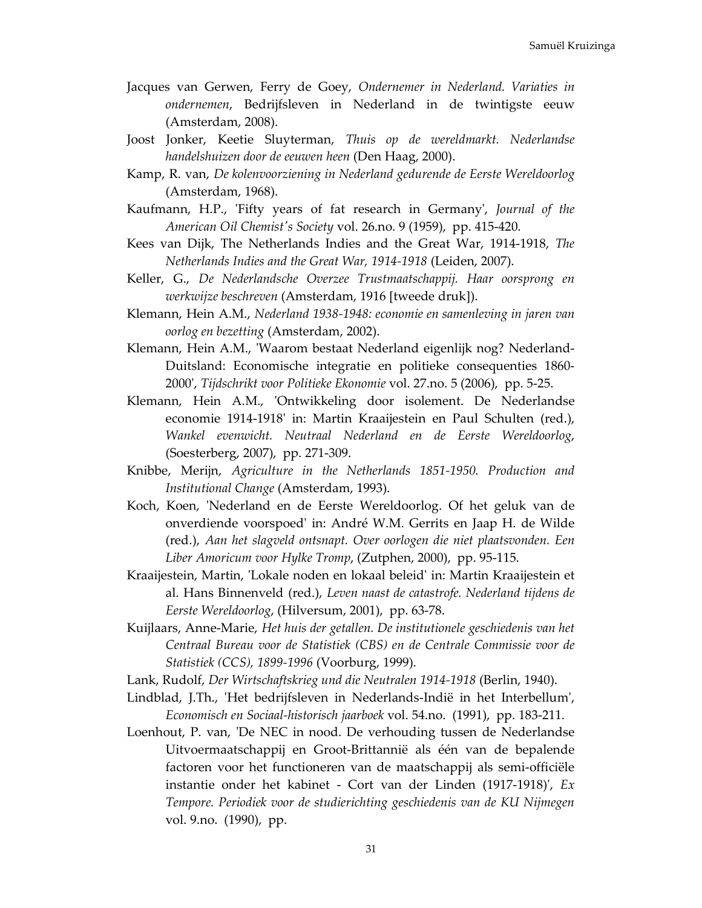Jacques van Gerwen, Ferry de Goey, *Ondernemer in Nederland. Variaties in ondernemen*, Bedrijfsleven in Nederland in de twintigste eeuw (Amsterdam, 2008).

Joost Jonker, Keetie Sluyterman, *Thuis op de wereldmarkt. Nederlandse handelshuizen door de eeuwen heen* (Den Haag, 2000).

Kamp, R. van, *De kolenvoorziening in Nederland gedurende de Eerste Wereldoorlog* (Amsterdam, 1968).

Kaufmann, H.P., 'Fifty years of fat research in Germany', *Journal of the American Oil Chemist's Society* vol. 26.no. 9 (1959), pp. 415-420.

Kees van Dijk, The Netherlands Indies and the Great War, 1914-1918, *The Netherlands Indies and the Great War, 1914-1918* (Leiden, 2007).

Keller, G., *De Nederlandsche Overzee Trustmaatschappij. Haar oorsprong en werkwijze beschreven* (Amsterdam, 1916 [tweede druk]).

Klemann, Hein A.M., *Nederland 1938-1948: economie en samenleving in jaren van oorlog en bezetting* (Amsterdam, 2002).

Klemann, Hein A.M., 'Waarom bestaat Nederland eigenlijk nog? Nederland-Duitsland: Economische integratie en politieke consequenties 1860-2000', *Tijdschrikt voor Politieke Ekonomie* vol. 27.no. 5 (2006), pp. 5-25.

Klemann, Hein A.M., 'Ontwikkeling door isolement. De Nederlandse economie 1914-1918' in: Martin Kraaijestein en Paul Schulten (red.), *Wankel evenwicht. Neutraal Nederland en de Eerste Wereldoorlog*, (Soesterberg, 2007), pp. 271-309.

Knibbe, Merijn, *Agriculture in the Netherlands 1851-1950. Production and Institutional Change* (Amsterdam, 1993).

Koch, Koen, 'Nederland en de Eerste Wereldoorlog. Of het geluk van de onverdiende voorspoed' in: André W.M. Gerrits en Jaap H. de Wilde (red.), *Aan het slagveld ontsnapt. Over oorlogen die niet plaatsvonden. Een Liber Amoricum voor Hylke Tromp*, (Zutphen, 2000), pp. 95-115.

Kraaijestein, Martin, 'Lokale noden en lokaal beleid' in: Martin Kraaijestein et al. Hans Binnenveld (red.), *Leven naast de catastrofe. Nederland tijdens de Eerste Wereldoorlog*, (Hilversum, 2001), pp. 63-78.

Kuijlaars, Anne-Marie, *Het huis der getallen. De institutionele geschiedenis van het Centraal Bureau voor de Statistiek (CBS) en de Centrale Commissie voor de Statistiek (CCS), 1899-1996* (Voorburg, 1999).

Lank, Rudolf, *Der Wirtschaftskrieg und die Neutralen 1914-1918* (Berlin, 1940).

Lindblad, J.Th., 'Het bedrijfsleven in Nederlands-Indië in het Interbellum', *Economisch en Sociaal-historisch jaarboek* vol. 54.no. (1991), pp. 183-211.

Loenhout, P. van, 'De NEC in nood. De verhouding tussen de Nederlandse Uitvoermaatschappij en Groot-Brittannië als één van de bepalende factoren voor het functioneren van de maatschappij als semi-officiële instantie onder het kabinet - Cort van der Linden (1917-1918)', *Ex Tempore. Periodiek voor de studierichting geschiedenis van de KU Nijmegen* vol. 9.no. (1990), pp.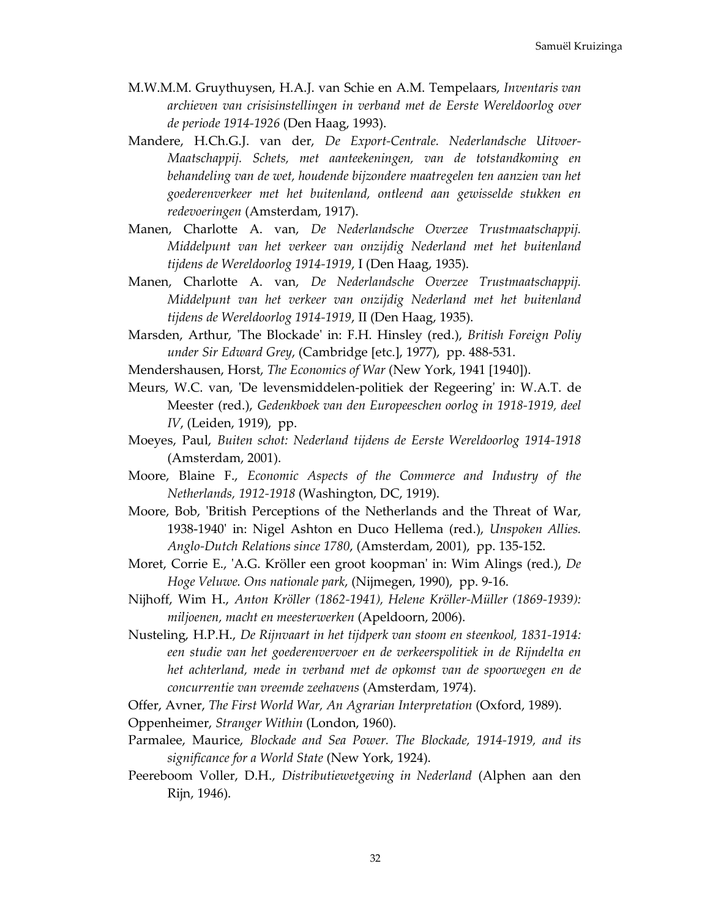M.W.M.M. Gruythuysen, H.A.J. van Schie en A.M. Tempelaars, *Inventaris van archieven van crisisinstellingen in verband met de Eerste Wereldoorlog over de periode 1914-1926* (Den Haag, 1993).

Mandere, H.Ch.G.J. van der, *De Export-Centrale. Nederlandsche Uitvoer-Maatschappij. Schets, met aanteekeningen, van de totstandkoming en behandeling van de wet, houdende bijzondere maatregelen ten aanzien van het goederenverkeer met het buitenland, ontleend aan gewisselde stukken en redevoeringen* (Amsterdam, 1917).

Manen, Charlotte A. van, *De Nederlandsche Overzee Trustmaatschappij. Middelpunt van het verkeer van onzijdig Nederland met het buitenland tijdens de Wereldoorlog 1914-1919*, I (Den Haag, 1935).

Manen, Charlotte A. van, *De Nederlandsche Overzee Trustmaatschappij. Middelpunt van het verkeer van onzijdig Nederland met het buitenland tijdens de Wereldoorlog 1914-1919*, II (Den Haag, 1935).

Marsden, Arthur, 'The Blockade' in: F.H. Hinsley (red.), *British Foreign Poliy under Sir Edward Grey*, (Cambridge [etc.], 1977), pp. 488-531.

Mendershausen, Horst, *The Economics of War* (New York, 1941 [1940]).

Meurs, W.C. van, 'De levensmiddelen-politiek der Regeering' in: W.A.T. de Meester (red.), *Gedenkboek van den Europeeschen oorlog in 1918-1919, deel IV*, (Leiden, 1919), pp.

Moeyes, Paul, *Buiten schot: Nederland tijdens de Eerste Wereldoorlog 1914-1918* (Amsterdam, 2001).

Moore, Blaine F., *Economic Aspects of the Commerce and Industry of the Netherlands, 1912-1918* (Washington, DC, 1919).

Moore, Bob, 'British Perceptions of the Netherlands and the Threat of War, 1938-1940' in: Nigel Ashton en Duco Hellema (red.), *Unspoken Allies. Anglo-Dutch Relations since 1780*, (Amsterdam, 2001), pp. 135-152.

Moret, Corrie E., 'A.G. Kröller een groot koopman' in: Wim Alings (red.), *De Hoge Veluwe. Ons nationale park*, (Nijmegen, 1990), pp. 9-16.

Nijhoff, Wim H., *Anton Kröller (1862-1941), Helene Kröller-Müller (1869-1939): miljoenen, macht en meesterwerken* (Apeldoorn, 2006).

Nusteling, H.P.H., *De Rijnvaart in het tijdperk van stoom en steenkool, 1831-1914: een studie van het goederenvervoer en de verkeerspolitiek in de Rijndelta en het achterland, mede in verband met de opkomst van de spoorwegen en de concurrentie van vreemde zeehavens* (Amsterdam, 1974).

Offer, Avner, *The First World War, An Agrarian Interpretation* (Oxford, 1989).

Oppenheimer, *Stranger Within* (London, 1960).

Parmalee, Maurice, *Blockade and Sea Power. The Blockade, 1914-1919, and its significance for a World State* (New York, 1924).

Peereboom Voller, D.H., *Distributiewetgeving in Nederland* (Alphen aan den Rijn, 1946).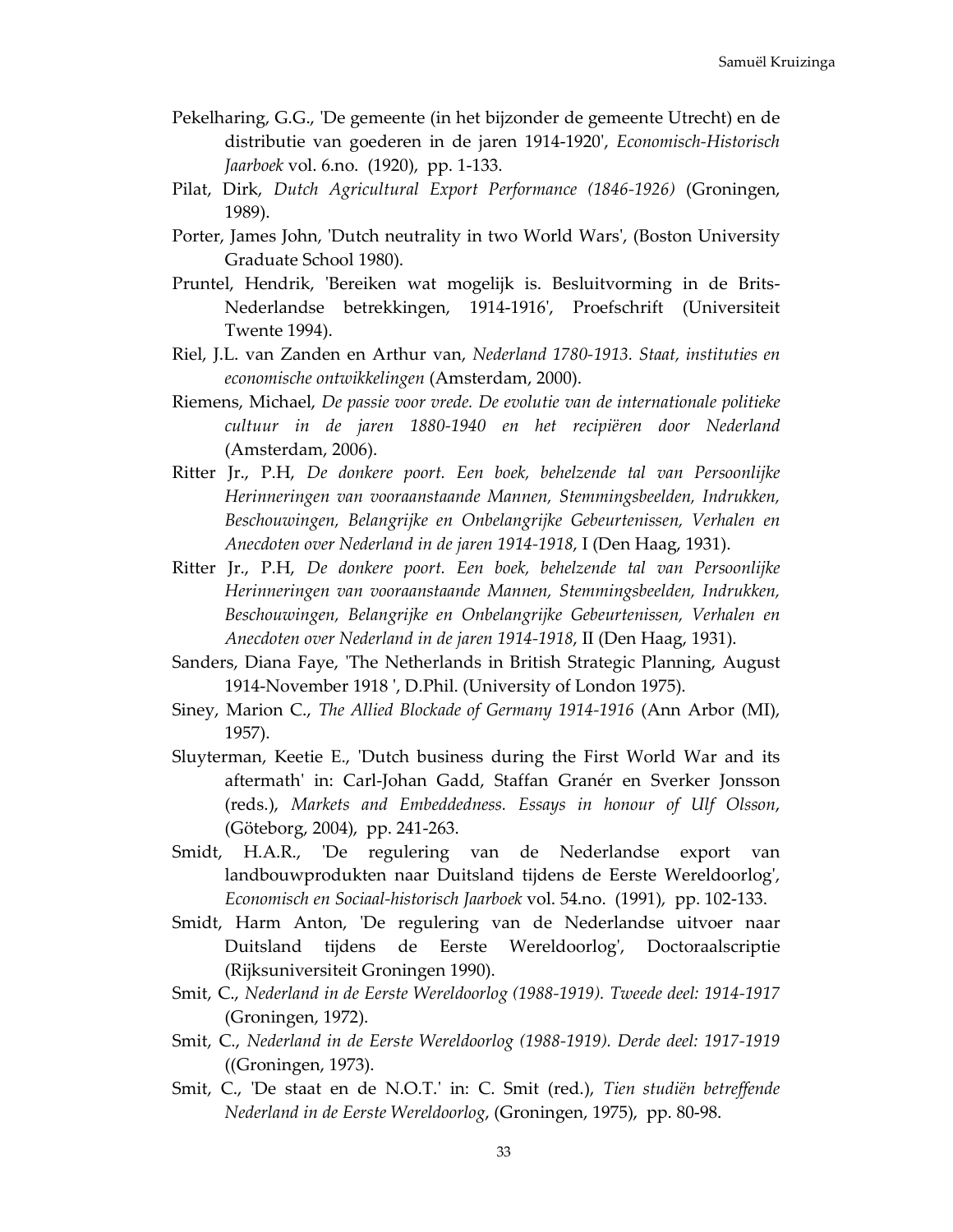Pekelharing, G.G., 'De gemeente (in het bijzonder de gemeente Utrecht) en de distributie van goederen in de jaren 1914-1920', *Economisch-Historisch Jaarboek* vol. 6.no. (1920), pp. 1-133.

Pilat, Dirk, *Dutch Agricultural Export Performance (1846-1926)* (Groningen, 1989).

Porter, James John, 'Dutch neutrality in two World Wars', (Boston University Graduate School 1980).

Pruntel, Hendrik, 'Bereiken wat mogelijk is. Besluitvorming in de Brits-Nederlandse betrekkingen, 1914-1916', Proefschrift (Universiteit Twente 1994).

Riel, J.L. van Zanden en Arthur van, *Nederland 1780-1913. Staat, instituties en economische ontwikkelingen* (Amsterdam, 2000).

Riemens, Michael, *De passie voor vrede. De evolutie van de internationale politieke cultuur in de jaren 1880-1940 en het recipiëren door Nederland* (Amsterdam, 2006).

Ritter Jr., P.H, *De donkere poort. Een boek, behelzende tal van Persoonlijke Herinneringen van vooraanstaande Mannen, Stemmingsbeelden, Indrukken, Beschouwingen, Belangrijke en Onbelangrijke Gebeurtenissen, Verhalen en Anecdoten over Nederland in de jaren 1914-1918*, I (Den Haag, 1931).

Ritter Jr., P.H, *De donkere poort. Een boek, behelzende tal van Persoonlijke Herinneringen van vooraanstaande Mannen, Stemmingsbeelden, Indrukken, Beschouwingen, Belangrijke en Onbelangrijke Gebeurtenissen, Verhalen en Anecdoten over Nederland in de jaren 1914-1918*, II (Den Haag, 1931).

Sanders, Diana Faye, 'The Netherlands in British Strategic Planning, August 1914-November 1918 ', D.Phil. (University of London 1975).

Siney, Marion C., *The Allied Blockade of Germany 1914-1916* (Ann Arbor (MI), 1957).

Sluyterman, Keetie E., 'Dutch business during the First World War and its aftermath' in: Carl-Johan Gadd, Staffan Granér en Sverker Jonsson (reds.), *Markets and Embeddedness. Essays in honour of Ulf Olsson*, (Göteborg, 2004), pp. 241-263.

Smidt, H.A.R., 'De regulering van de Nederlandse export van landbouwprodukten naar Duitsland tijdens de Eerste Wereldoorlog', *Economisch en Sociaal-historisch Jaarboek* vol. 54.no. (1991), pp. 102-133.

Smidt, Harm Anton, 'De regulering van de Nederlandse uitvoer naar Duitsland tijdens de Eerste Wereldoorlog', Doctoraalscriptie (Rijksuniversiteit Groningen 1990).

Smit, C., *Nederland in de Eerste Wereldoorlog (1988-1919). Tweede deel: 1914-1917* (Groningen, 1972).

Smit, C., *Nederland in de Eerste Wereldoorlog (1988-1919). Derde deel: 1917-1919* ((Groningen, 1973).

Smit, C., 'De staat en de N.O.T.' in: C. Smit (red.), *Tien studiën betreffende Nederland in de Eerste Wereldoorlog*, (Groningen, 1975), pp. 80-98.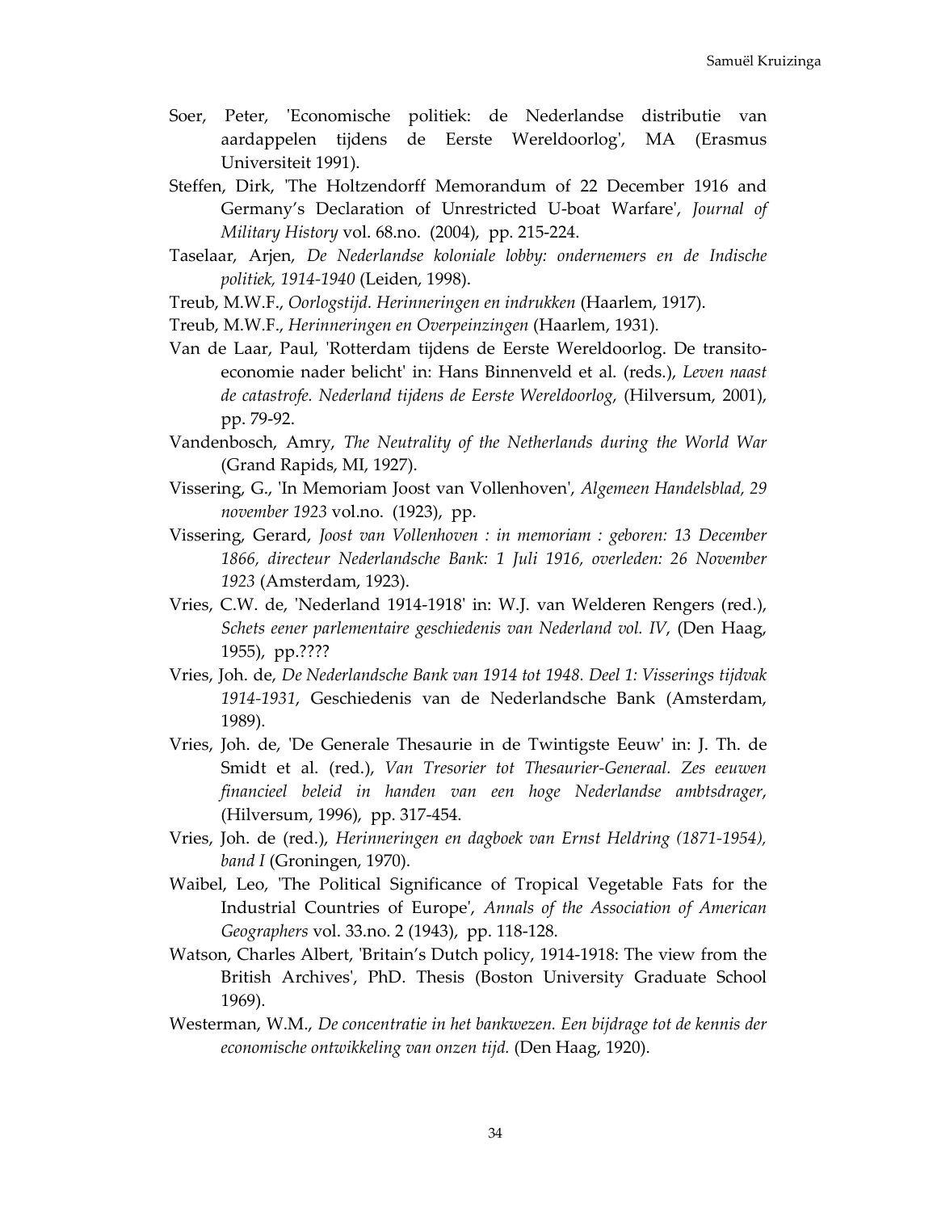Soer, Peter, 'Economische politiek: de Nederlandse distributie van aardappelen tijdens de Eerste Wereldoorlog', MA (Erasmus Universiteit 1991).

Steffen, Dirk, 'The Holtzendorff Memorandum of 22 December 1916 and Germany's Declaration of Unrestricted U-boat Warfare', *Journal of Military History* vol. 68.no. (2004), pp. 215-224.

Taselaar, Arjen, *De Nederlandse koloniale lobby: ondernemers en de Indische politiek, 1914-1940* (Leiden, 1998).

Treub, M.W.F., *Oorlogstijd. Herinneringen en indrukken* (Haarlem, 1917).

Treub, M.W.F., *Herinneringen en Overpeinzingen* (Haarlem, 1931).

Van de Laar, Paul, 'Rotterdam tijdens de Eerste Wereldoorlog. De transito-economie nader belicht' in: Hans Binnenveld et al. (reds.), *Leven naast de catastrofe. Nederland tijdens de Eerste Wereldoorlog*, (Hilversum, 2001), pp. 79-92.

Vandenbosch, Amry, *The Neutrality of the Netherlands during the World War* (Grand Rapids, MI, 1927).

Vissering, G., 'In Memoriam Joost van Vollenhoven', *Algemeen Handelsblad, 29 november 1923* vol.no. (1923), pp.

Vissering, Gerard, *Joost van Vollenhoven : in memoriam : geboren: 13 December 1866, directeur Nederlandsche Bank: 1 Juli 1916, overleden: 26 November 1923* (Amsterdam, 1923).

Vries, C.W. de, 'Nederland 1914-1918' in: W.J. van Welderen Rengers (red.), *Schets eener parlementaire geschiedenis van Nederland vol. IV*, (Den Haag, 1955), pp.????

Vries, Joh. de, *De Nederlandsche Bank van 1914 tot 1948. Deel 1: Visserings tijdvak 1914-1931*, Geschiedenis van de Nederlandsche Bank (Amsterdam, 1989).

Vries, Joh. de, 'De Generale Thesaurie in de Twintigste Eeuw' in: J. Th. de Smidt et al. (red.), *Van Tresorier tot Thesaurier-Generaal. Zes eeuwen financieel beleid in handen van een hoge Nederlandse ambtsdrager*, (Hilversum, 1996), pp. 317-454.

Vries, Joh. de (red.), *Herinneringen en dagboek van Ernst Heldring (1871-1954), band I* (Groningen, 1970).

Waibel, Leo, 'The Political Significance of Tropical Vegetable Fats for the Industrial Countries of Europe', *Annals of the Association of American Geographers* vol. 33.no. 2 (1943), pp. 118-128.

Watson, Charles Albert, 'Britain's Dutch policy, 1914-1918: The view from the British Archives', PhD. Thesis (Boston University Graduate School 1969).

Westerman, W.M., *De concentratie in het bankwezen. Een bijdrage tot de kennis der economische ontwikkeling van onzen tijd.* (Den Haag, 1920).